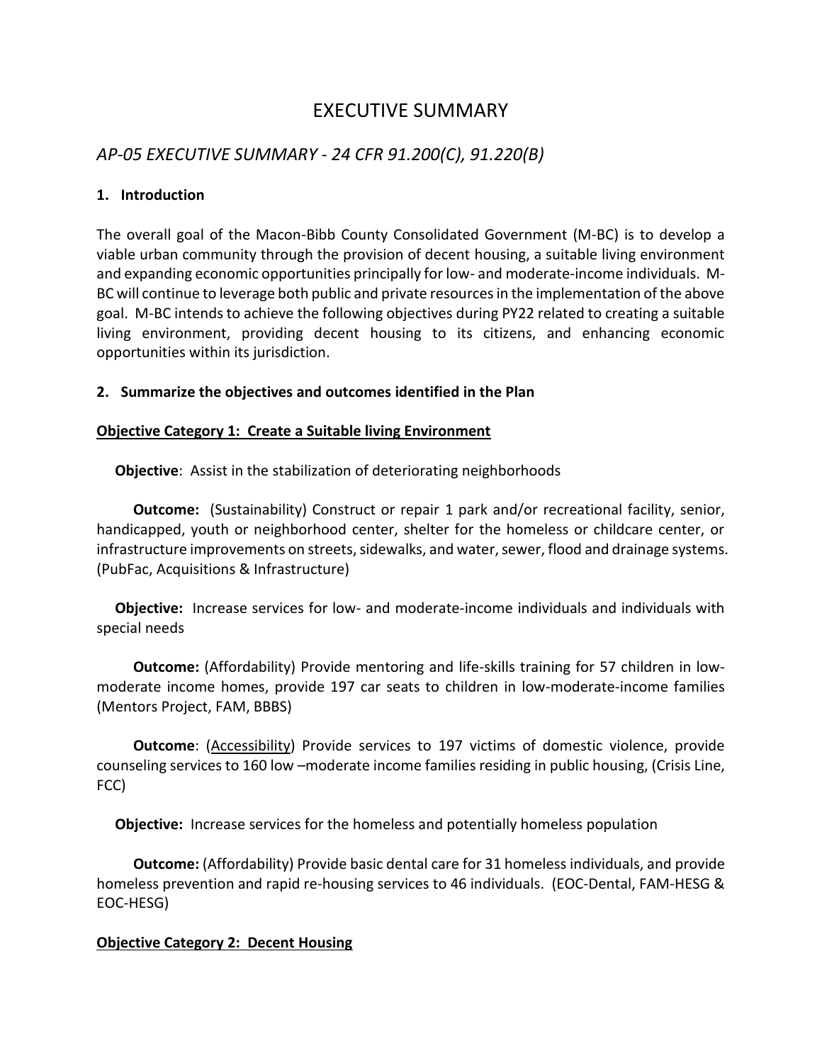# EXECUTIVE SUMMARY

## *AP-05 EXECUTIVE SUMMARY - 24 CFR 91.200(C), 91.220(B)*

### 1. Introduction

The overall goal of the Macon-Bibb County Consolidated Government (M-BC) is to develop a viable urban community through the provision of decent housing, a suitable living environment and expanding economic opportunities principally for low- and moderate-income individuals. M-BC will continue to leverage both public and private resources in the implementation of the above goal. M-BC intends to achieve the following objectives during PY22 related to creating a suitable living environment, providing decent housing to its citizens, and enhancing economic opportunities within its jurisdiction.

### 2. Summarize the objectives and outcomes identified in the Plan

**Objective Category 1: Create a Suitable living Environment**

**Objective**: Assist in the stabilization of deteriorating neighborhoods

**Outcome:** (Sustainability) Construct or repair 1 park and/or recreational facility, senior, handicapped, youth or neighborhood center, shelter for the homeless or childcare center, or infrastructure improvements on streets, sidewalks, and water, sewer, flood and drainage systems. (PubFac, Acquisitions & Infrastructure)

**Objective:** Increase services for low- and moderate-income individuals and individuals with special needs

**Outcome:** (Affordability) Provide mentoring and life-skills training for 57 children in low-moderate income homes, provide 197 car seats to children in low-moderate-income families (Mentors Project, FAM, BBBS)

**Outcome**: (Accessibility) Provide services to 197 victims of domestic violence, provide counseling services to 160 low –moderate income families residing in public housing, (Crisis Line, FCC)

**Objective:** Increase services for the homeless and potentially homeless population

**Outcome:** (Affordability) Provide basic dental care for 31 homeless individuals, and provide homeless prevention and rapid re-housing services to 46 individuals. (EOC-Dental, FAM-HESG & EOC-HESG)

**Objective Category 2: Decent Housing**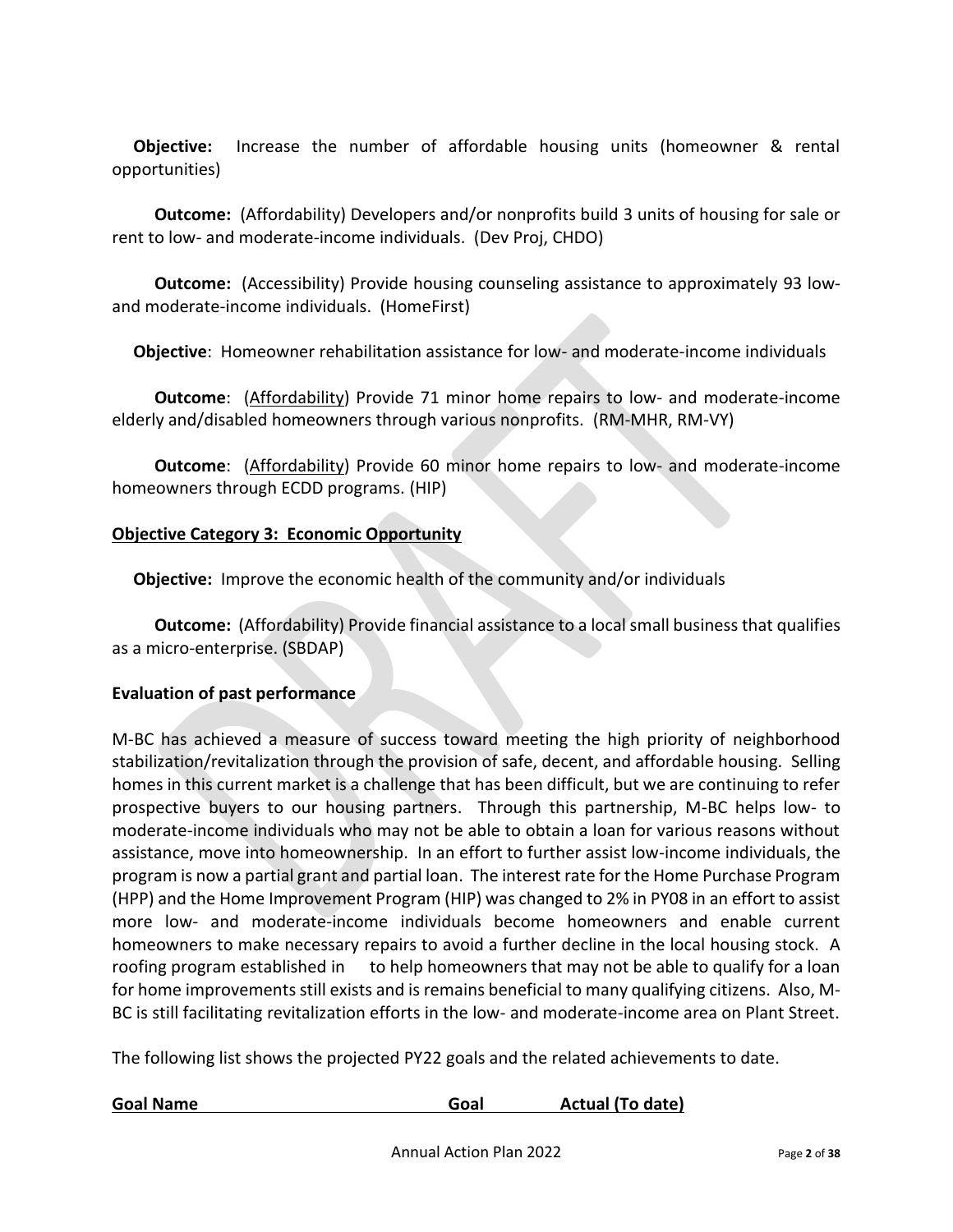**Objective:** Increase the number of affordable housing units (homeowner & rental opportunities)

**Outcome:** (Affordability) Developers and/or nonprofits build 3 units of housing for sale or rent to low- and moderate-income individuals. (Dev Proj, CHDO)

**Outcome:** (Accessibility) Provide housing counseling assistance to approximately 93 low- and moderate-income individuals. (HomeFirst)

**Objective**: Homeowner rehabilitation assistance for low- and moderate-income individuals

**Outcome**: (Affordability) Provide 71 minor home repairs to low- and moderate-income elderly and/disabled homeowners through various nonprofits. (RM-MHR, RM-VY)

**Outcome**: (Affordability) Provide 60 minor home repairs to low- and moderate-income homeowners through ECDD programs. (HIP)

**Objective Category 3: Economic Opportunity**

**Objective:** Improve the economic health of the community and/or individuals

**Outcome:** (Affordability) Provide financial assistance to a local small business that qualifies as a micro-enterprise. (SBDAP)

**Evaluation of past performance**

M-BC has achieved a measure of success toward meeting the high priority of neighborhood stabilization/revitalization through the provision of safe, decent, and affordable housing. Selling homes in this current market is a challenge that has been difficult, but we are continuing to refer prospective buyers to our housing partners. Through this partnership, M-BC helps low- to moderate-income individuals who may not be able to obtain a loan for various reasons without assistance, move into homeownership. In an effort to further assist low-income individuals, the program is now a partial grant and partial loan. The interest rate for the Home Purchase Program (HPP) and the Home Improvement Program (HIP) was changed to 2% in PY08 in an effort to assist more low- and moderate-income individuals become homeowners and enable current homeowners to make necessary repairs to avoid a further decline in the local housing stock. A roofing program established in to help homeowners that may not be able to qualify for a loan for home improvements still exists and is remains beneficial to many qualifying citizens. Also, M-BC is still facilitating revitalization efforts in the low- and moderate-income area on Plant Street.

The following list shows the projected PY22 goals and the related achievements to date.

| Goal Name | Goal | Actual (To date) |
|---|---|---|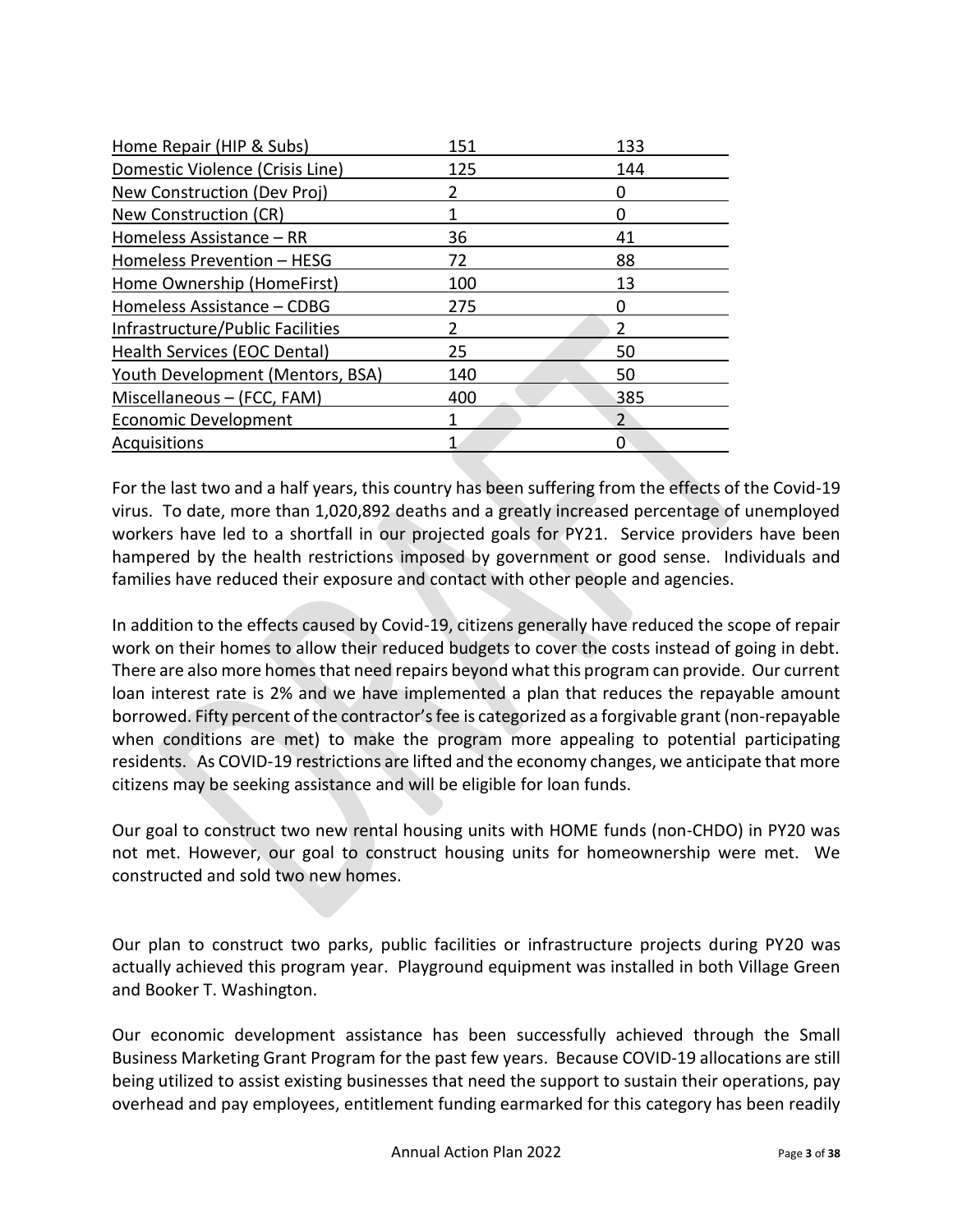| | | |
|---|---|---|
| Home Repair (HIP & Subs) | 151 | 133 |
| Domestic Violence (Crisis Line) | 125 | 144 |
| New Construction (Dev Proj) | 2 | 0 |
| New Construction (CR) | 1 | 0 |
| Homeless Assistance – RR | 36 | 41 |
| Homeless Prevention – HESG | 72 | 88 |
| Home Ownership (HomeFirst) | 100 | 13 |
| Homeless Assistance – CDBG | 275 | 0 |
| Infrastructure/Public Facilities | 2 | 2 |
| Health Services (EOC Dental) | 25 | 50 |
| Youth Development (Mentors, BSA) | 140 | 50 |
| Miscellaneous – (FCC, FAM) | 400 | 385 |
| Economic Development | 1 | 2 |
| Acquisitions | 1 | 0 |

For the last two and a half years, this country has been suffering from the effects of the Covid-19 virus. To date, more than 1,020,892 deaths and a greatly increased percentage of unemployed workers have led to a shortfall in our projected goals for PY21. Service providers have been hampered by the health restrictions imposed by government or good sense. Individuals and families have reduced their exposure and contact with other people and agencies.

In addition to the effects caused by Covid-19, citizens generally have reduced the scope of repair work on their homes to allow their reduced budgets to cover the costs instead of going in debt. There are also more homes that need repairs beyond what this program can provide. Our current loan interest rate is 2% and we have implemented a plan that reduces the repayable amount borrowed. Fifty percent of the contractor's fee is categorized as a forgivable grant (non-repayable when conditions are met) to make the program more appealing to potential participating residents. As COVID-19 restrictions are lifted and the economy changes, we anticipate that more citizens may be seeking assistance and will be eligible for loan funds.

Our goal to construct two new rental housing units with HOME funds (non-CHDO) in PY20 was not met. However, our goal to construct housing units for homeownership were met. We constructed and sold two new homes.

Our plan to construct two parks, public facilities or infrastructure projects during PY20 was actually achieved this program year. Playground equipment was installed in both Village Green and Booker T. Washington.

Our economic development assistance has been successfully achieved through the Small Business Marketing Grant Program for the past few years. Because COVID-19 allocations are still being utilized to assist existing businesses that need the support to sustain their operations, pay overhead and pay employees, entitlement funding earmarked for this category has been readily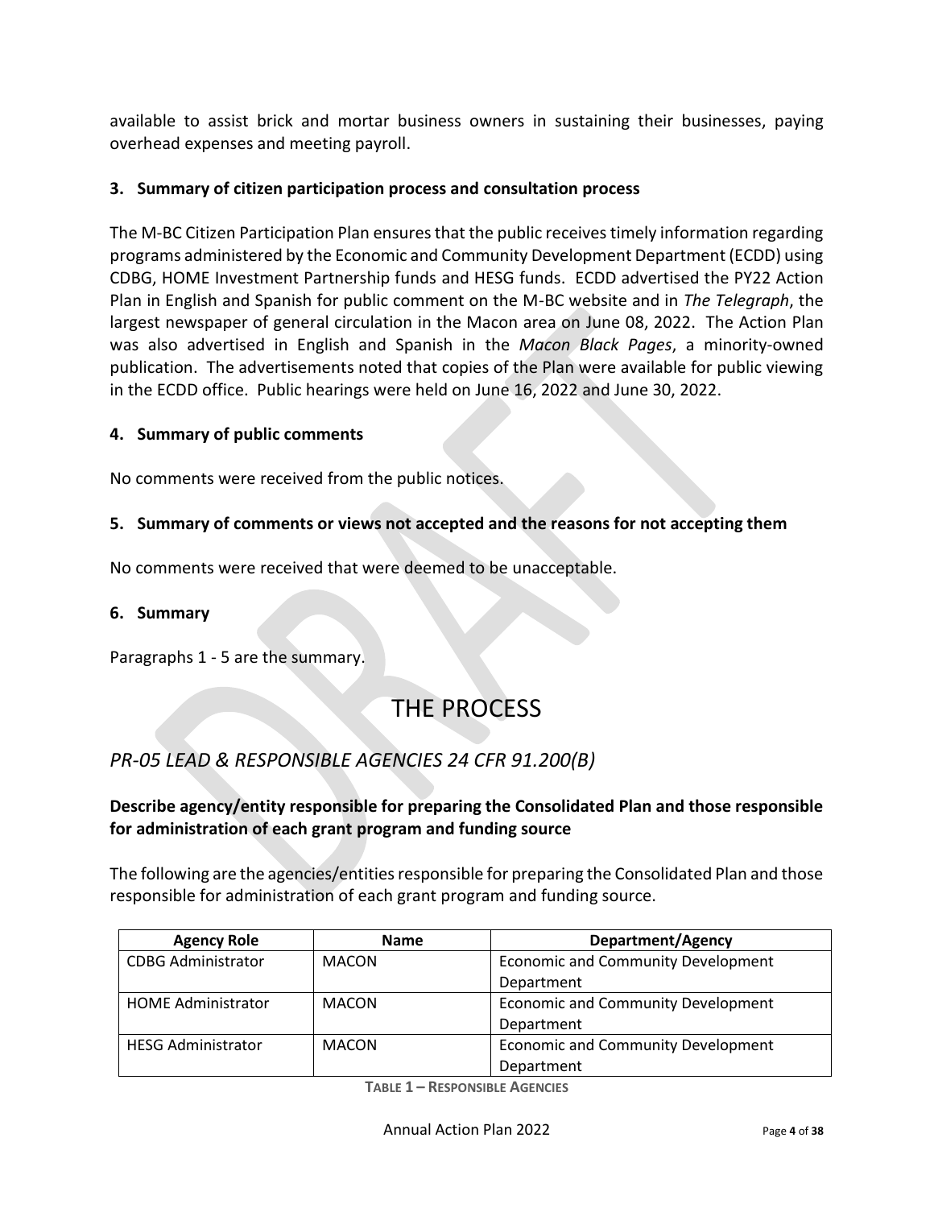available to assist brick and mortar business owners in sustaining their businesses, paying overhead expenses and meeting payroll.

### 3. Summary of citizen participation process and consultation process

The M-BC Citizen Participation Plan ensures that the public receives timely information regarding programs administered by the Economic and Community Development Department (ECDD) using CDBG, HOME Investment Partnership funds and HESG funds. ECDD advertised the PY22 Action Plan in English and Spanish for public comment on the M-BC website and in *The Telegraph*, the largest newspaper of general circulation in the Macon area on June 08, 2022. The Action Plan was also advertised in English and Spanish in the *Macon Black Pages*, a minority-owned publication. The advertisements noted that copies of the Plan were available for public viewing in the ECDD office. Public hearings were held on June 16, 2022 and June 30, 2022.

### 4. Summary of public comments

No comments were received from the public notices.

### 5. Summary of comments or views not accepted and the reasons for not accepting them

No comments were received that were deemed to be unacceptable.

### 6. Summary

Paragraphs 1 - 5 are the summary.

# THE PROCESS

## *PR-05 LEAD & RESPONSIBLE AGENCIES 24 CFR 91.200(B)*

**Describe agency/entity responsible for preparing the Consolidated Plan and those responsible for administration of each grant program and funding source**

The following are the agencies/entities responsible for preparing the Consolidated Plan and those responsible for administration of each grant program and funding source.

| Agency Role | Name | Department/Agency |
|---|---|---|
| CDBG Administrator | MACON | Economic and Community Development Department |
| HOME Administrator | MACON | Economic and Community Development Department |
| HESG Administrator | MACON | Economic and Community Development Department |

**TABLE 1 – RESPONSIBLE AGENCIES**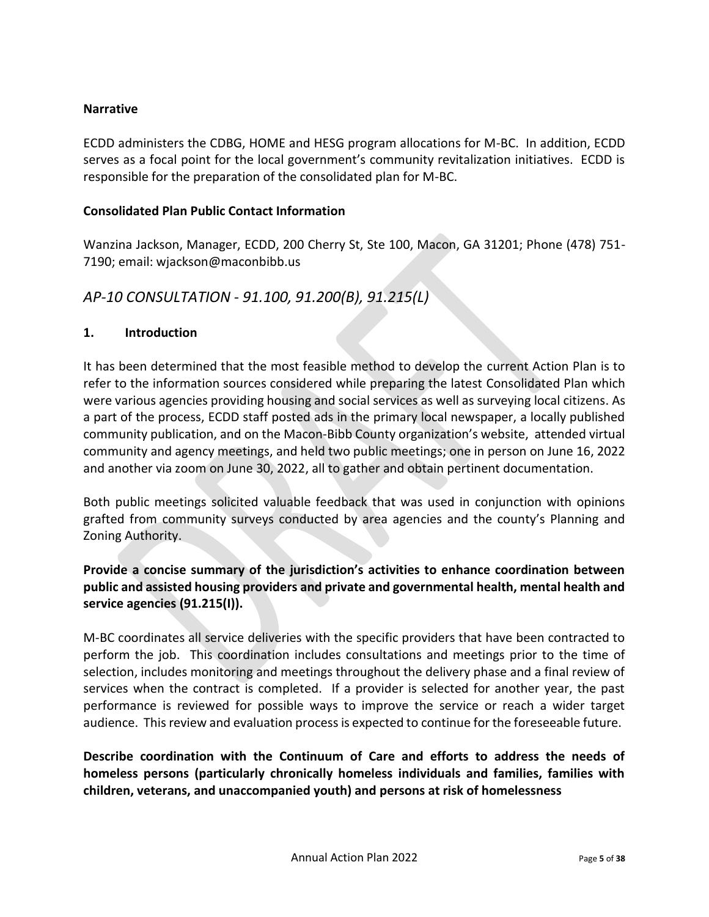**Narrative**

ECDD administers the CDBG, HOME and HESG program allocations for M-BC. In addition, ECDD serves as a focal point for the local government's community revitalization initiatives. ECDD is responsible for the preparation of the consolidated plan for M-BC.

**Consolidated Plan Public Contact Information**

Wanzina Jackson, Manager, ECDD, 200 Cherry St, Ste 100, Macon, GA 31201; Phone (478) 751-7190; email: wjackson@maconbibb.us

## *AP-10 CONSULTATION - 91.100, 91.200(B), 91.215(L)*

### 1. Introduction

It has been determined that the most feasible method to develop the current Action Plan is to refer to the information sources considered while preparing the latest Consolidated Plan which were various agencies providing housing and social services as well as surveying local citizens. As a part of the process, ECDD staff posted ads in the primary local newspaper, a locally published community publication, and on the Macon-Bibb County organization's website, attended virtual community and agency meetings, and held two public meetings; one in person on June 16, 2022 and another via zoom on June 30, 2022, all to gather and obtain pertinent documentation.

Both public meetings solicited valuable feedback that was used in conjunction with opinions grafted from community surveys conducted by area agencies and the county's Planning and Zoning Authority.

**Provide a concise summary of the jurisdiction's activities to enhance coordination between public and assisted housing providers and private and governmental health, mental health and service agencies (91.215(I)).**

M-BC coordinates all service deliveries with the specific providers that have been contracted to perform the job. This coordination includes consultations and meetings prior to the time of selection, includes monitoring and meetings throughout the delivery phase and a final review of services when the contract is completed. If a provider is selected for another year, the past performance is reviewed for possible ways to improve the service or reach a wider target audience. This review and evaluation process is expected to continue for the foreseeable future.

**Describe coordination with the Continuum of Care and efforts to address the needs of homeless persons (particularly chronically homeless individuals and families, families with children, veterans, and unaccompanied youth) and persons at risk of homelessness**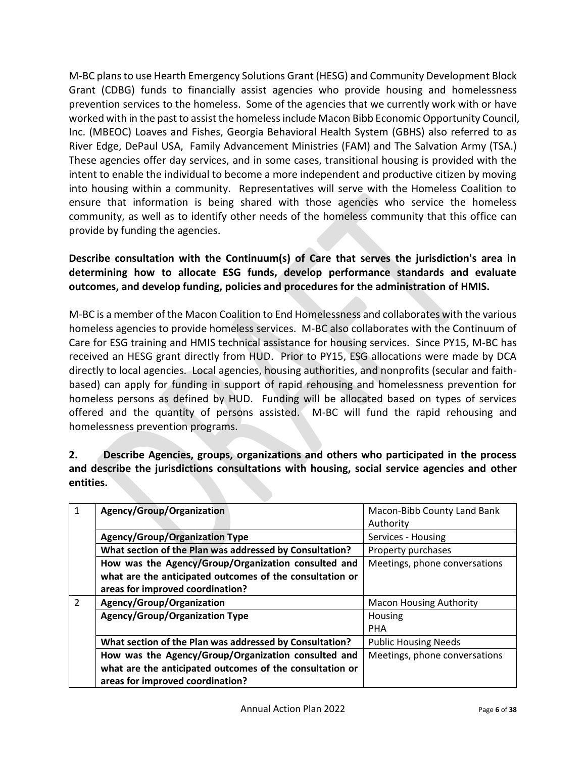M-BC plans to use Hearth Emergency Solutions Grant (HESG) and Community Development Block Grant (CDBG) funds to financially assist agencies who provide housing and homelessness prevention services to the homeless. Some of the agencies that we currently work with or have worked with in the past to assist the homeless include Macon Bibb Economic Opportunity Council, Inc. (MBEOC) Loaves and Fishes, Georgia Behavioral Health System (GBHS) also referred to as River Edge, DePaul USA, Family Advancement Ministries (FAM) and The Salvation Army (TSA.) These agencies offer day services, and in some cases, transitional housing is provided with the intent to enable the individual to become a more independent and productive citizen by moving into housing within a community. Representatives will serve with the Homeless Coalition to ensure that information is being shared with those agencies who service the homeless community, as well as to identify other needs of the homeless community that this office can provide by funding the agencies.

**Describe consultation with the Continuum(s) of Care that serves the jurisdiction's area in determining how to allocate ESG funds, develop performance standards and evaluate outcomes, and develop funding, policies and procedures for the administration of HMIS.**

M-BC is a member of the Macon Coalition to End Homelessness and collaborates with the various homeless agencies to provide homeless services. M-BC also collaborates with the Continuum of Care for ESG training and HMIS technical assistance for housing services. Since PY15, M-BC has received an HESG grant directly from HUD. Prior to PY15, ESG allocations were made by DCA directly to local agencies. Local agencies, housing authorities, and nonprofits (secular and faith-based) can apply for funding in support of rapid rehousing and homelessness prevention for homeless persons as defined by HUD. Funding will be allocated based on types of services offered and the quantity of persons assisted. M-BC will fund the rapid rehousing and homelessness prevention programs.

**2. Describe Agencies, groups, organizations and others who participated in the process and describe the jurisdictions consultations with housing, social service agencies and other entities.**

| | | |
|---|---|---|
| 1 | **Agency/Group/Organization** | Macon-Bibb County Land Bank Authority |
| | **Agency/Group/Organization Type** | Services - Housing |
| | **What section of the Plan was addressed by Consultation?** | Property purchases |
| | **How was the Agency/Group/Organization consulted and what are the anticipated outcomes of the consultation or areas for improved coordination?** | Meetings, phone conversations |
| 2 | **Agency/Group/Organization** | Macon Housing Authority |
| | **Agency/Group/Organization Type** | Housing<br>PHA |
| | **What section of the Plan was addressed by Consultation?** | Public Housing Needs |
| | **How was the Agency/Group/Organization consulted and what are the anticipated outcomes of the consultation or areas for improved coordination?** | Meetings, phone conversations |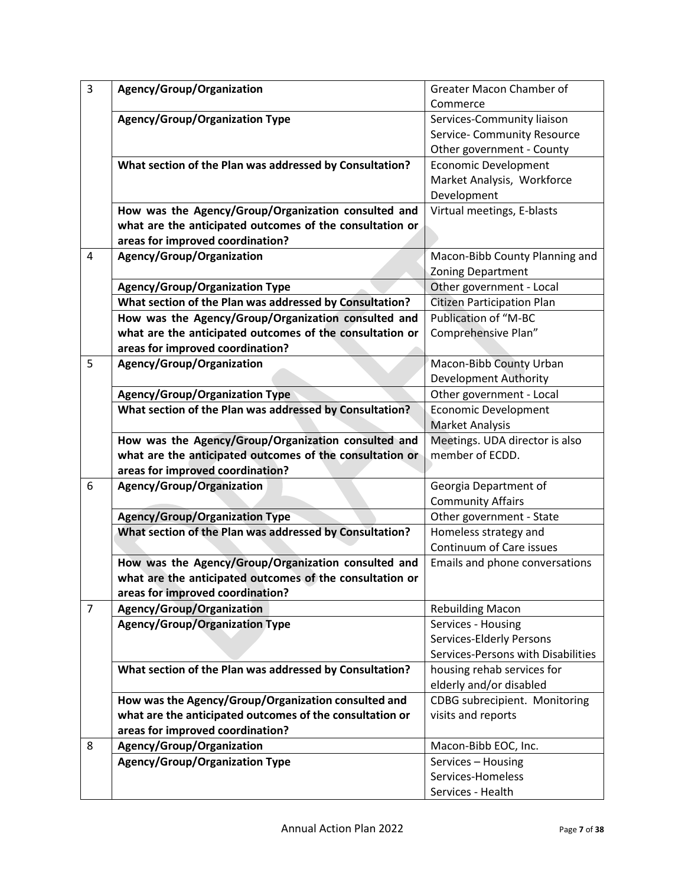| | | |
|---|---|---|
| 3 | **Agency/Group/Organization** | Greater Macon Chamber of Commerce |
| | **Agency/Group/Organization Type** | Services-Community liaison<br>Service- Community Resource<br>Other government - County |
| | **What section of the Plan was addressed by Consultation?** | Economic Development<br>Market Analysis, Workforce Development |
| | **How was the Agency/Group/Organization consulted and what are the anticipated outcomes of the consultation or areas for improved coordination?** | Virtual meetings, E-blasts |
| 4 | **Agency/Group/Organization** | Macon-Bibb County Planning and Zoning Department |
| | **Agency/Group/Organization Type** | Other government - Local |
| | **What section of the Plan was addressed by Consultation?** | Citizen Participation Plan |
| | **How was the Agency/Group/Organization consulted and what are the anticipated outcomes of the consultation or areas for improved coordination?** | Publication of "M-BC Comprehensive Plan" |
| 5 | **Agency/Group/Organization** | Macon-Bibb County Urban Development Authority |
| | **Agency/Group/Organization Type** | Other government - Local |
| | **What section of the Plan was addressed by Consultation?** | Economic Development<br>Market Analysis |
| | **How was the Agency/Group/Organization consulted and what are the anticipated outcomes of the consultation or areas for improved coordination?** | Meetings. UDA director is also member of ECDD. |
| 6 | **Agency/Group/Organization** | Georgia Department of Community Affairs |
| | **Agency/Group/Organization Type** | Other government - State |
| | **What section of the Plan was addressed by Consultation?** | Homeless strategy and Continuum of Care issues |
| | **How was the Agency/Group/Organization consulted and what are the anticipated outcomes of the consultation or areas for improved coordination?** | Emails and phone conversations |
| 7 | **Agency/Group/Organization** | Rebuilding Macon |
| | **Agency/Group/Organization Type** | Services - Housing<br>Services-Elderly Persons<br>Services-Persons with Disabilities |
| | **What section of the Plan was addressed by Consultation?** | housing rehab services for elderly and/or disabled |
| | **How was the Agency/Group/Organization consulted and what are the anticipated outcomes of the consultation or areas for improved coordination?** | CDBG subrecipient. Monitoring visits and reports |
| 8 | **Agency/Group/Organization** | Macon-Bibb EOC, Inc. |
| | **Agency/Group/Organization Type** | Services – Housing<br>Services-Homeless<br>Services - Health |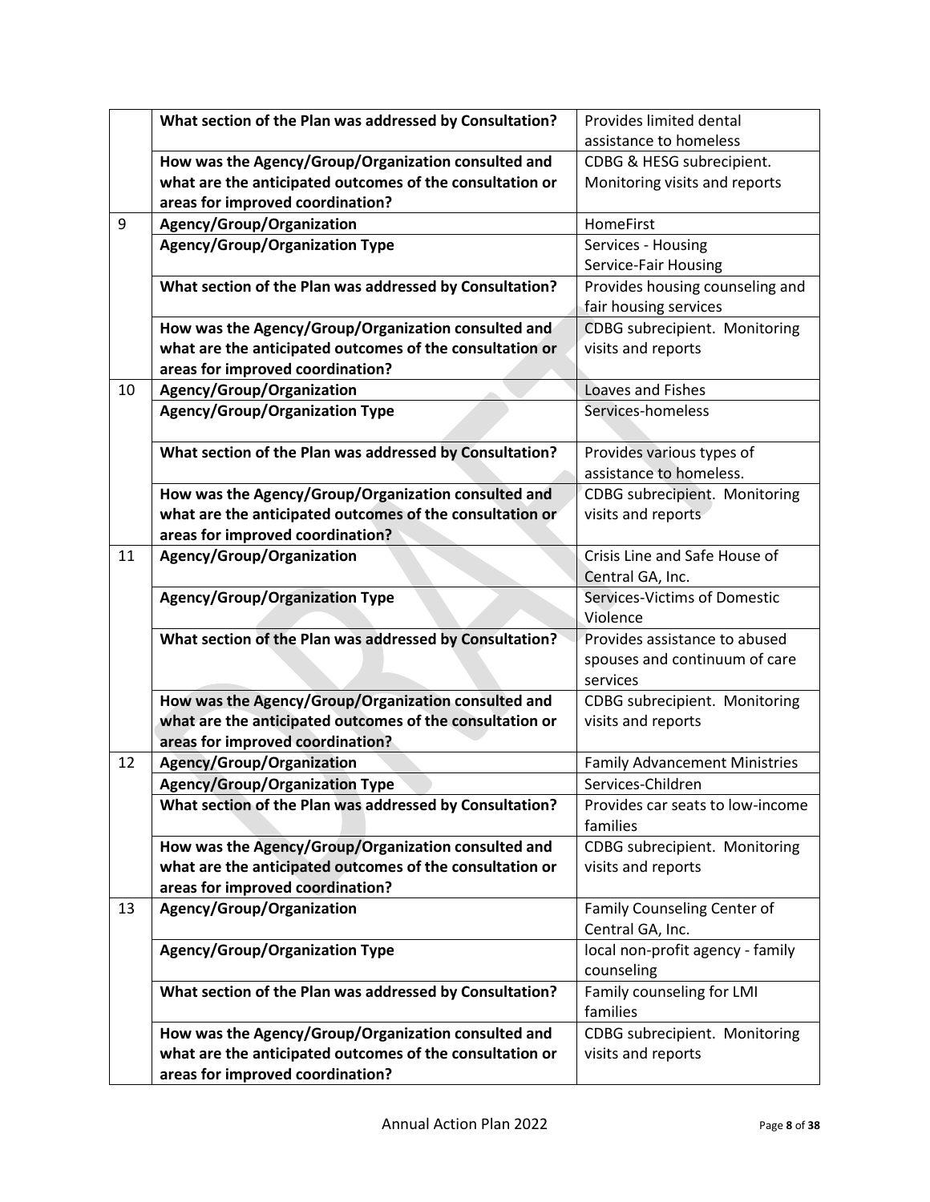| | | |
|---|---|---|
| | **What section of the Plan was addressed by Consultation?** | Provides limited dental assistance to homeless |
| | **How was the Agency/Group/Organization consulted and what are the anticipated outcomes of the consultation or areas for improved coordination?** | CDBG & HESG subrecipient. Monitoring visits and reports |
| 9 | **Agency/Group/Organization** | HomeFirst |
| | **Agency/Group/Organization Type** | Services - Housing<br>Service-Fair Housing |
| | **What section of the Plan was addressed by Consultation?** | Provides housing counseling and fair housing services |
| | **How was the Agency/Group/Organization consulted and what are the anticipated outcomes of the consultation or areas for improved coordination?** | CDBG subrecipient. Monitoring visits and reports |
| 10 | **Agency/Group/Organization** | Loaves and Fishes |
| | **Agency/Group/Organization Type** | Services-homeless |
| | **What section of the Plan was addressed by Consultation?** | Provides various types of assistance to homeless. |
| | **How was the Agency/Group/Organization consulted and what are the anticipated outcomes of the consultation or areas for improved coordination?** | CDBG subrecipient. Monitoring visits and reports |
| 11 | **Agency/Group/Organization** | Crisis Line and Safe House of Central GA, Inc. |
| | **Agency/Group/Organization Type** | Services-Victims of Domestic Violence |
| | **What section of the Plan was addressed by Consultation?** | Provides assistance to abused spouses and continuum of care services |
| | **How was the Agency/Group/Organization consulted and what are the anticipated outcomes of the consultation or areas for improved coordination?** | CDBG subrecipient. Monitoring visits and reports |
| 12 | **Agency/Group/Organization** | Family Advancement Ministries |
| | **Agency/Group/Organization Type** | Services-Children |
| | **What section of the Plan was addressed by Consultation?** | Provides car seats to low-income families |
| | **How was the Agency/Group/Organization consulted and what are the anticipated outcomes of the consultation or areas for improved coordination?** | CDBG subrecipient. Monitoring visits and reports |
| 13 | **Agency/Group/Organization** | Family Counseling Center of Central GA, Inc. |
| | **Agency/Group/Organization Type** | local non-profit agency - family counseling |
| | **What section of the Plan was addressed by Consultation?** | Family counseling for LMI families |
| | **How was the Agency/Group/Organization consulted and what are the anticipated outcomes of the consultation or areas for improved coordination?** | CDBG subrecipient. Monitoring visits and reports |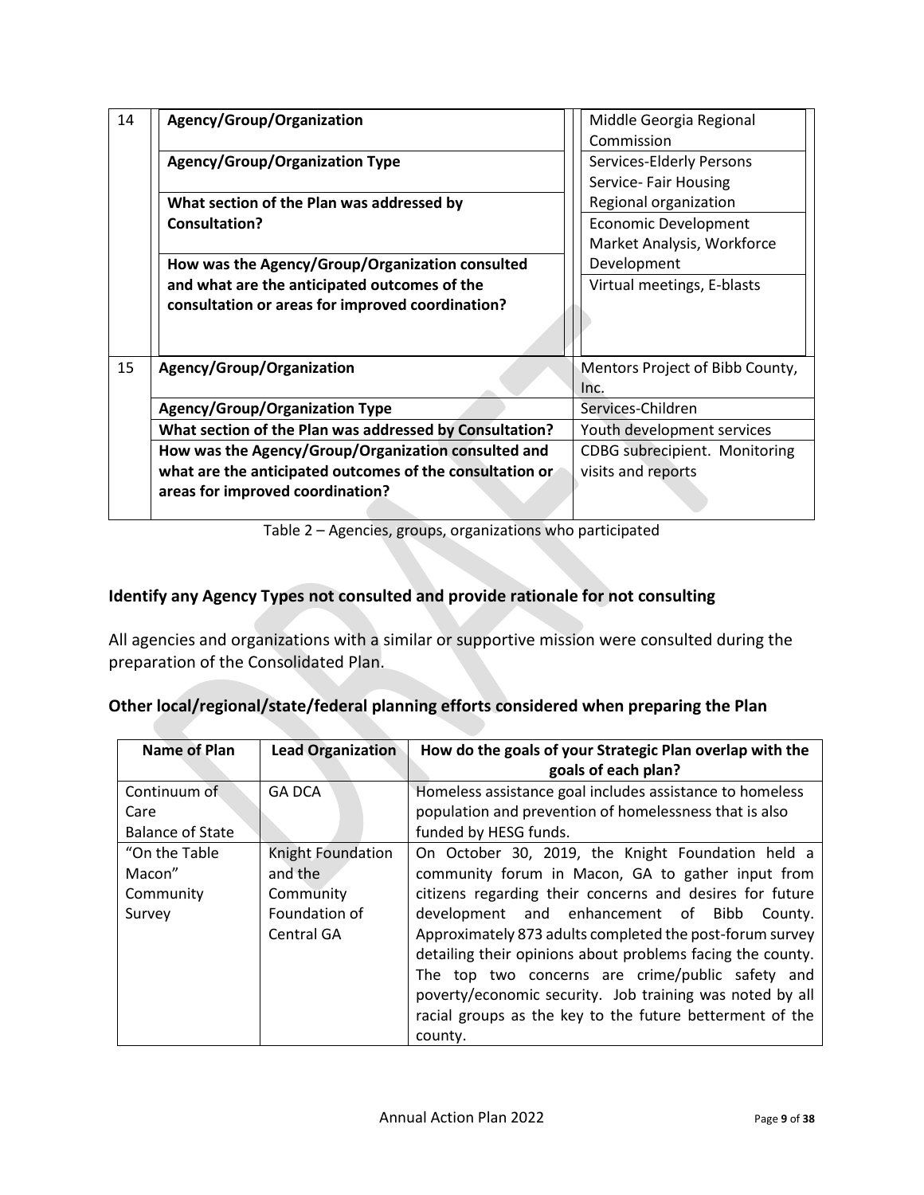| | | |
|---|---|---|
| 14 | Agency/Group/Organization | Middle Georgia Regional Commission |
| | Agency/Group/Organization Type | Services-Elderly Persons<br>Service- Fair Housing<br>Regional organization |
| | What section of the Plan was addressed by Consultation? | Economic Development<br>Market Analysis, Workforce Development |
| | How was the Agency/Group/Organization consulted and what are the anticipated outcomes of the consultation or areas for improved coordination? | Virtual meetings, E-blasts |
| 15 | Agency/Group/Organization | Mentors Project of Bibb County, Inc. |
| | Agency/Group/Organization Type | Services-Children |
| | What section of the Plan was addressed by Consultation? | Youth development services |
| | How was the Agency/Group/Organization consulted and what are the anticipated outcomes of the consultation or areas for improved coordination? | CDBG subrecipient. Monitoring visits and reports |

Table 2 – Agencies, groups, organizations who participated

## Identify any Agency Types not consulted and provide rationale for not consulting

All agencies and organizations with a similar or supportive mission were consulted during the preparation of the Consolidated Plan.

## Other local/regional/state/federal planning efforts considered when preparing the Plan

| Name of Plan | Lead Organization | How do the goals of your Strategic Plan overlap with the goals of each plan? |
|---|---|---|
| Continuum of Care Balance of State | GA DCA | Homeless assistance goal includes assistance to homeless population and prevention of homelessness that is also funded by HESG funds. |
| "On the Table Macon" Community Survey | Knight Foundation and the Community Foundation of Central GA | On October 30, 2019, the Knight Foundation held a community forum in Macon, GA to gather input from citizens regarding their concerns and desires for future development and enhancement of Bibb County. Approximately 873 adults completed the post-forum survey detailing their opinions about problems facing the county. The top two concerns are crime/public safety and poverty/economic security. Job training was noted by all racial groups as the key to the future betterment of the county. |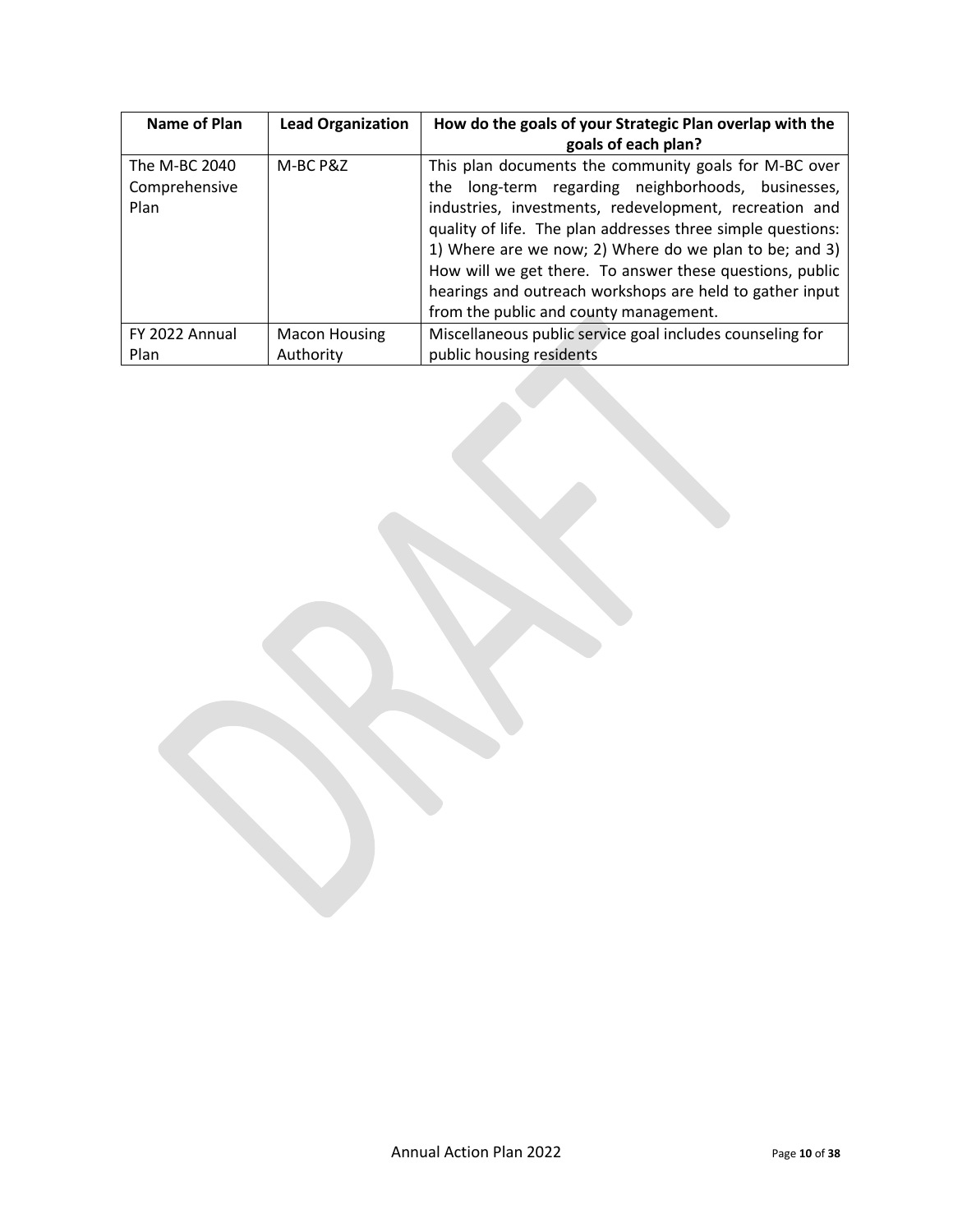| Name of Plan | Lead Organization | How do the goals of your Strategic Plan overlap with the goals of each plan? |
|---|---|---|
| The M-BC 2040 Comprehensive Plan | M-BC P&Z | This plan documents the community goals for M-BC over the long-term regarding neighborhoods, businesses, industries, investments, redevelopment, recreation and quality of life. The plan addresses three simple questions: 1) Where are we now; 2) Where do we plan to be; and 3) How will we get there. To answer these questions, public hearings and outreach workshops are held to gather input from the public and county management. |
| FY 2022 Annual Plan | Macon Housing Authority | Miscellaneous public service goal includes counseling for public housing residents |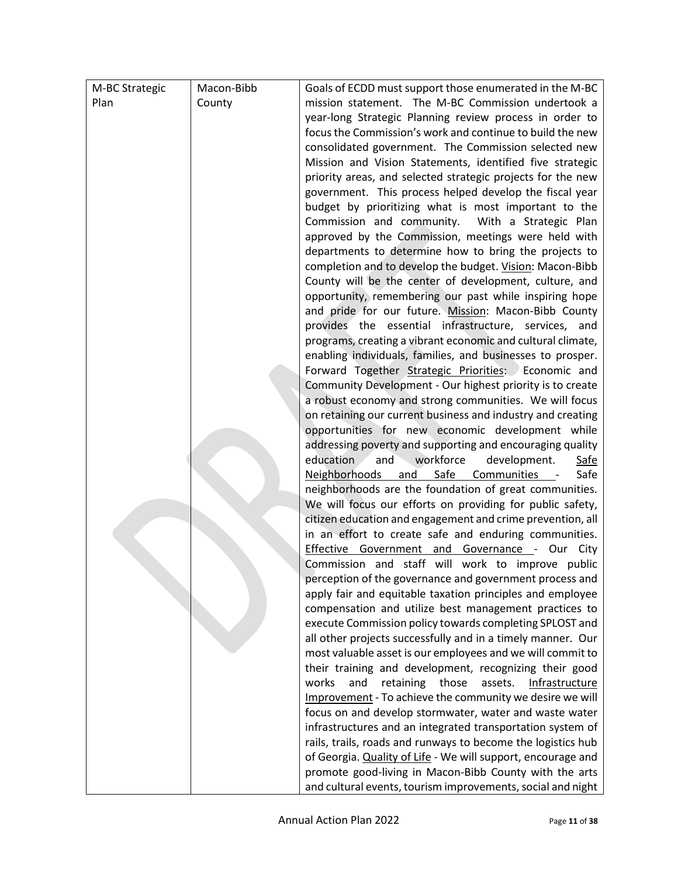| M-BC Strategic Plan | Macon-Bibb County | Goals of ECDD must support those enumerated in the M-BC mission statement. The M-BC Commission undertook a year-long Strategic Planning review process in order to focus the Commission's work and continue to build the new consolidated government. The Commission selected new Mission and Vision Statements, identified five strategic priority areas, and selected strategic projects for the new government. This process helped develop the fiscal year budget by prioritizing what is most important to the Commission and community. With a Strategic Plan approved by the Commission, meetings were held with departments to determine how to bring the projects to completion and to develop the budget. <u>Vision</u>: Macon-Bibb County will be the center of development, culture, and opportunity, remembering our past while inspiring hope and pride for our future. <u>Mission</u>: Macon-Bibb County provides the essential infrastructure, services, and programs, creating a vibrant economic and cultural climate, enabling individuals, families, and businesses to prosper. Forward Together <u>Strategic Priorities</u>: Economic and Community Development - Our highest priority is to create a robust economy and strong communities. We will focus on retaining our current business and industry and creating opportunities for new economic development while addressing poverty and supporting and encouraging quality education and workforce development. <u>Safe Neighborhoods and Safe Communities</u> - Safe neighborhoods are the foundation of great communities. We will focus our efforts on providing for public safety, citizen education and engagement and crime prevention, all in an effort to create safe and enduring communities. <u>Effective Government and Governance</u> - Our City Commission and staff will work to improve public perception of the governance and government process and apply fair and equitable taxation principles and employee compensation and utilize best management practices to execute Commission policy towards completing SPLOST and all other projects successfully and in a timely manner. Our most valuable asset is our employees and we will commit to their training and development, recognizing their good works and retaining those assets. <u>Infrastructure Improvement</u> - To achieve the community we desire we will focus on and develop stormwater, water and waste water infrastructures and an integrated transportation system of rails, trails, roads and runways to become the logistics hub of Georgia. <u>Quality of Life</u> - We will support, encourage and promote good-living in Macon-Bibb County with the arts and cultural events, tourism improvements, social and night |
|---|---|---|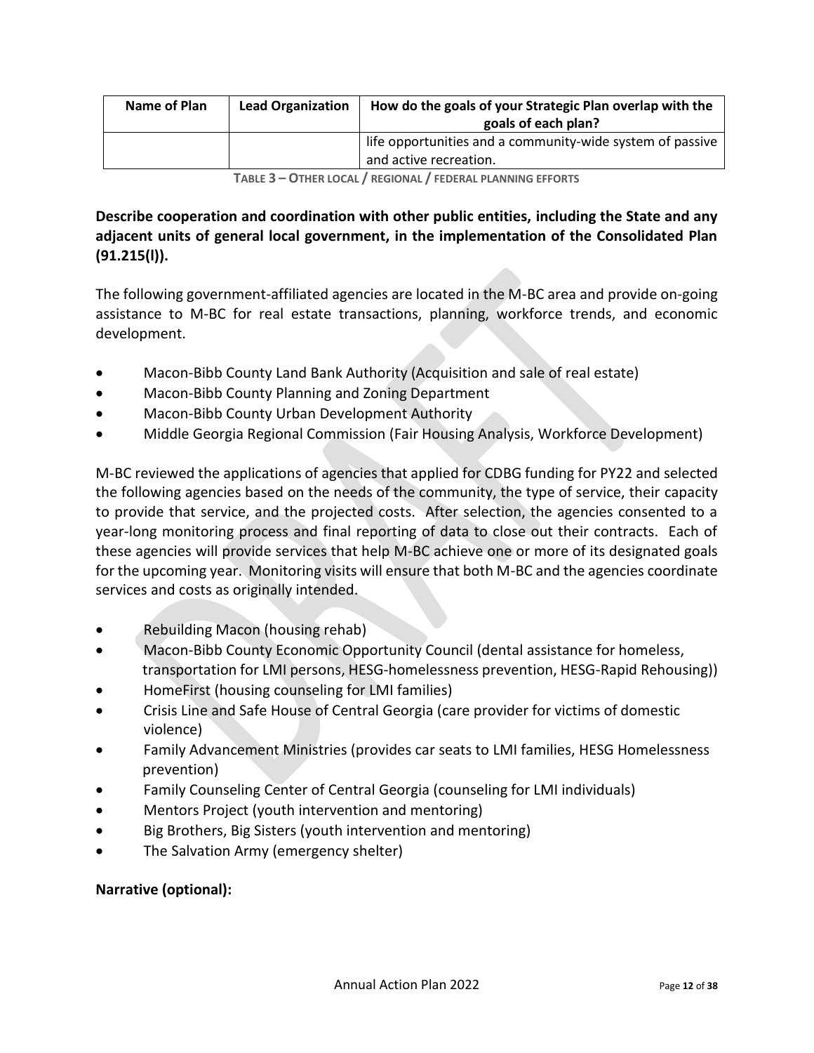| Name of Plan | Lead Organization | How do the goals of your Strategic Plan overlap with the goals of each plan? |
|---|---|---|
| | | life opportunities and a community-wide system of passive and active recreation. |

**Table 3 – Other local / regional / federal planning efforts**

**Describe cooperation and coordination with other public entities, including the State and any adjacent units of general local government, in the implementation of the Consolidated Plan (91.215(l)).**

The following government-affiliated agencies are located in the M-BC area and provide on-going assistance to M-BC for real estate transactions, planning, workforce trends, and economic development.

- Macon-Bibb County Land Bank Authority (Acquisition and sale of real estate)
- Macon-Bibb County Planning and Zoning Department
- Macon-Bibb County Urban Development Authority
- Middle Georgia Regional Commission (Fair Housing Analysis, Workforce Development)

M-BC reviewed the applications of agencies that applied for CDBG funding for PY22 and selected the following agencies based on the needs of the community, the type of service, their capacity to provide that service, and the projected costs. After selection, the agencies consented to a year-long monitoring process and final reporting of data to close out their contracts. Each of these agencies will provide services that help M-BC achieve one or more of its designated goals for the upcoming year. Monitoring visits will ensure that both M-BC and the agencies coordinate services and costs as originally intended.

- Rebuilding Macon (housing rehab)
- Macon-Bibb County Economic Opportunity Council (dental assistance for homeless, transportation for LMI persons, HESG-homelessness prevention, HESG-Rapid Rehousing))
- HomeFirst (housing counseling for LMI families)
- Crisis Line and Safe House of Central Georgia (care provider for victims of domestic violence)
- Family Advancement Ministries (provides car seats to LMI families, HESG Homelessness prevention)
- Family Counseling Center of Central Georgia (counseling for LMI individuals)
- Mentors Project (youth intervention and mentoring)
- Big Brothers, Big Sisters (youth intervention and mentoring)
- The Salvation Army (emergency shelter)

**Narrative (optional):**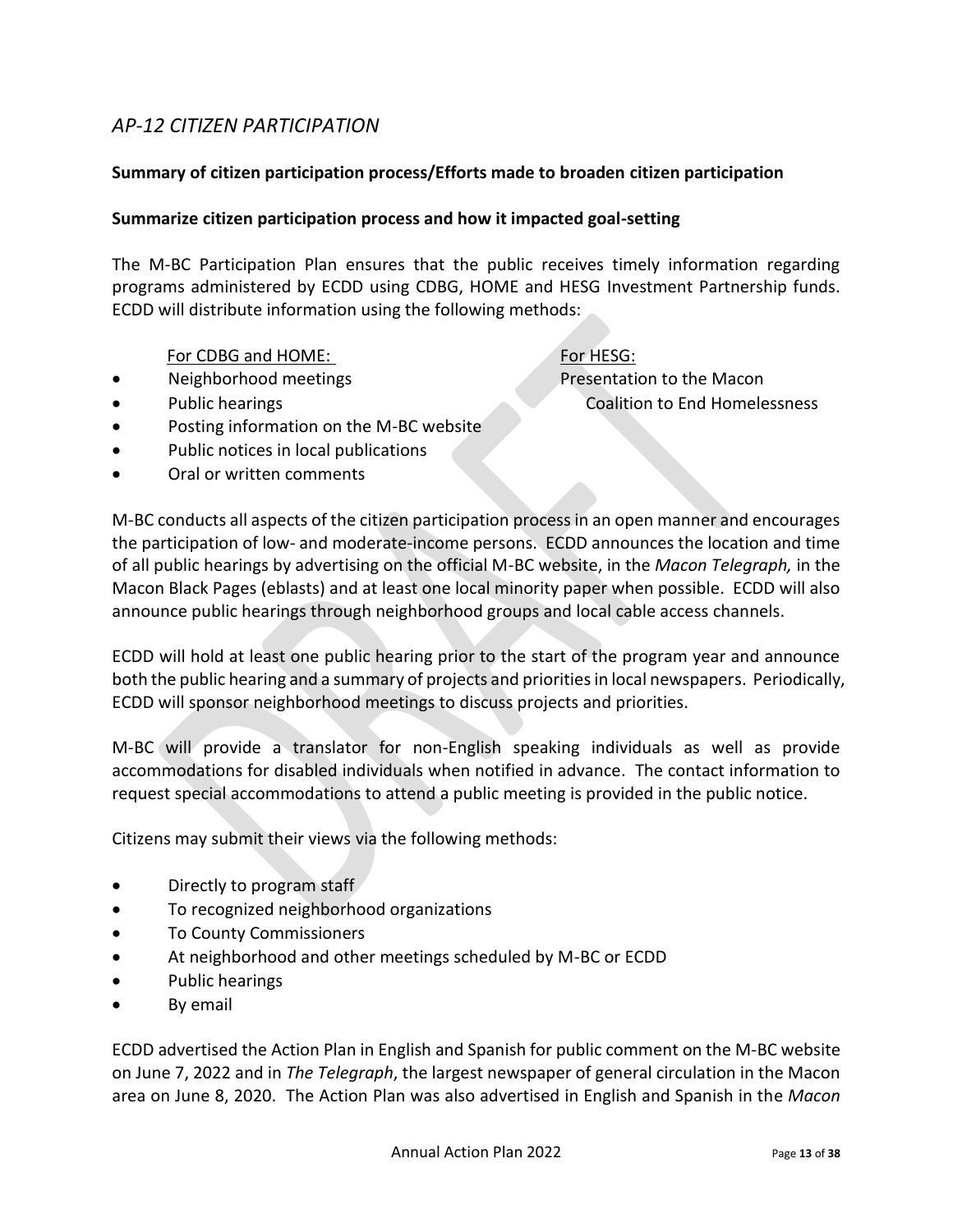## *AP-12 CITIZEN PARTICIPATION*

**Summary of citizen participation process/Efforts made to broaden citizen participation**

**Summarize citizen participation process and how it impacted goal-setting**

The M-BC Participation Plan ensures that the public receives timely information regarding programs administered by ECDD using CDBG, HOME and HESG Investment Partnership funds. ECDD will distribute information using the following methods:

For CDBG and HOME:

- Neighborhood meetings
- Public hearings
- Posting information on the M-BC website
- Public notices in local publications
- Oral or written comments

For HESG:

Presentation to the Macon Coalition to End Homelessness

M-BC conducts all aspects of the citizen participation process in an open manner and encourages the participation of low- and moderate-income persons. ECDD announces the location and time of all public hearings by advertising on the official M-BC website, in the *Macon Telegraph,* in the Macon Black Pages (eblasts) and at least one local minority paper when possible. ECDD will also announce public hearings through neighborhood groups and local cable access channels.

ECDD will hold at least one public hearing prior to the start of the program year and announce both the public hearing and a summary of projects and priorities in local newspapers. Periodically, ECDD will sponsor neighborhood meetings to discuss projects and priorities.

M-BC will provide a translator for non-English speaking individuals as well as provide accommodations for disabled individuals when notified in advance. The contact information to request special accommodations to attend a public meeting is provided in the public notice.

Citizens may submit their views via the following methods:

- Directly to program staff
- To recognized neighborhood organizations
- To County Commissioners
- At neighborhood and other meetings scheduled by M-BC or ECDD
- Public hearings
- By email

ECDD advertised the Action Plan in English and Spanish for public comment on the M-BC website on June 7, 2022 and in *The Telegraph*, the largest newspaper of general circulation in the Macon area on June 8, 2020. The Action Plan was also advertised in English and Spanish in the *Macon*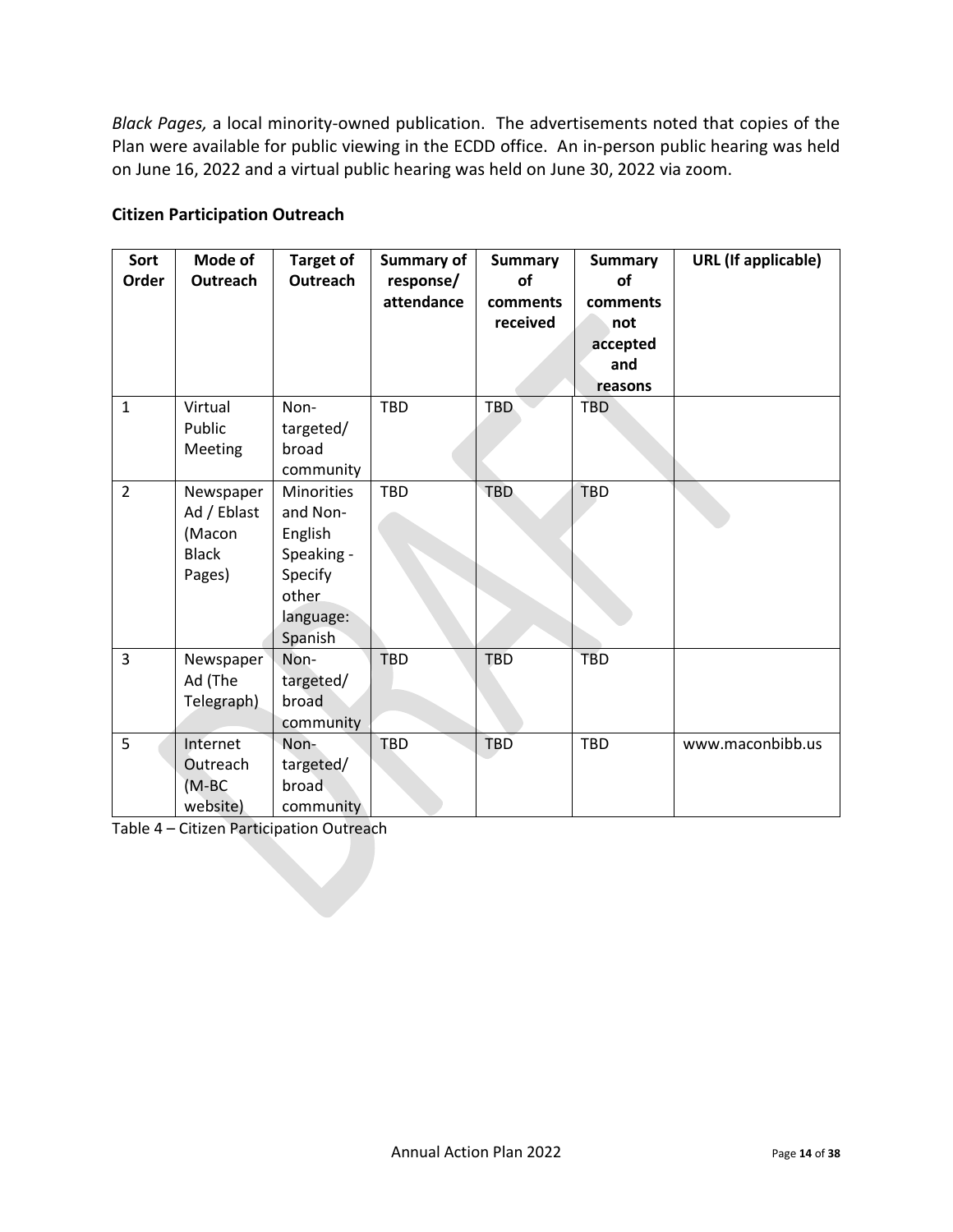*Black Pages,* a local minority-owned publication. The advertisements noted that copies of the Plan were available for public viewing in the ECDD office. An in-person public hearing was held on June 16, 2022 and a virtual public hearing was held on June 30, 2022 via zoom.

**Citizen Participation Outreach**

| Sort Order | Mode of Outreach | Target of Outreach | Summary of response/ attendance | Summary of comments received | Summary of comments not accepted and reasons | URL (If applicable) |
|---|---|---|---|---|---|---|
| 1 | Virtual Public Meeting | Non-targeted/ broad community | TBD | TBD | TBD | |
| 2 | Newspaper Ad / Eblast (Macon Black Pages) | Minorities and Non-English Speaking - Specify other language: Spanish | TBD | TBD | TBD | |
| 3 | Newspaper Ad (The Telegraph) | Non-targeted/ broad community | TBD | TBD | TBD | |
| 5 | Internet Outreach (M-BC website) | Non-targeted/ broad community | TBD | TBD | TBD | www.maconbibb.us |

Table 4 – Citizen Participation Outreach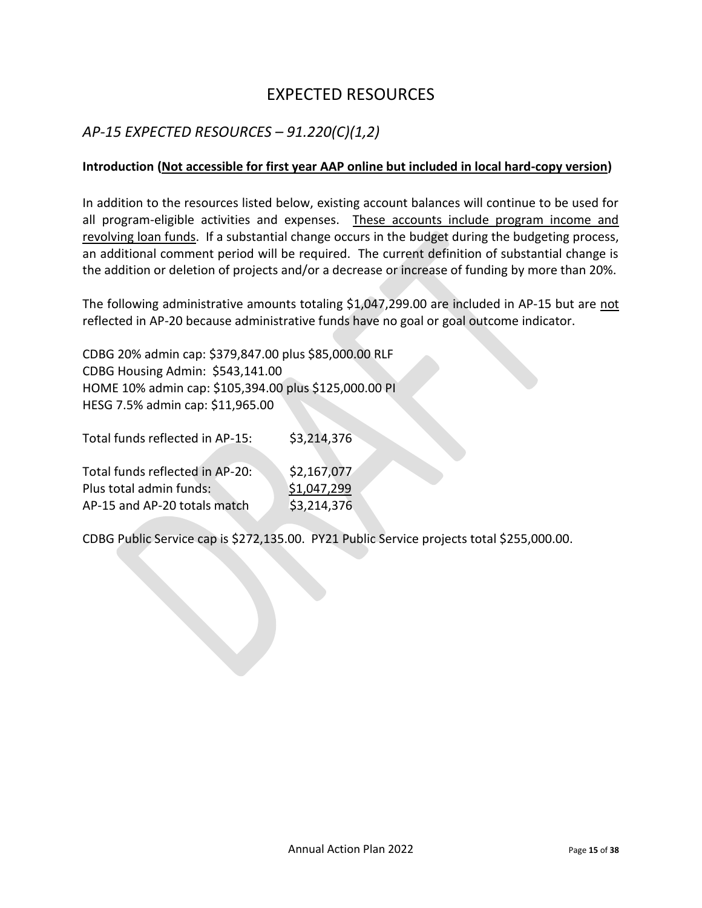# EXPECTED RESOURCES

## *AP-15 EXPECTED RESOURCES – 91.220(C)(1,2)*

**Introduction (<u>Not accessible for first year AAP online but included in local hard-copy version</u>)**

In addition to the resources listed below, existing account balances will continue to be used for all program-eligible activities and expenses. <u>These accounts include program income and revolving loan funds</u>. If a substantial change occurs in the budget during the budgeting process, an additional comment period will be required. The current definition of substantial change is the addition or deletion of projects and/or a decrease or increase of funding by more than 20%.

The following administrative amounts totaling $1,047,299.00 are included in AP-15 but are <u>not</u> reflected in AP-20 because administrative funds have no goal or goal outcome indicator.

CDBG 20% admin cap: $379,847.00 plus $85,000.00 RLF
CDBG Housing Admin: $543,141.00
HOME 10% admin cap: $105,394.00 plus $125,000.00 PI
HESG 7.5% admin cap: $11,965.00

Total funds reflected in AP-15: $3,214,376

Total funds reflected in AP-20: $2,167,077
Plus total admin funds: <u>$1,047,299</u>
AP-15 and AP-20 totals match $3,214,376

CDBG Public Service cap is $272,135.00. PY21 Public Service projects total $255,000.00.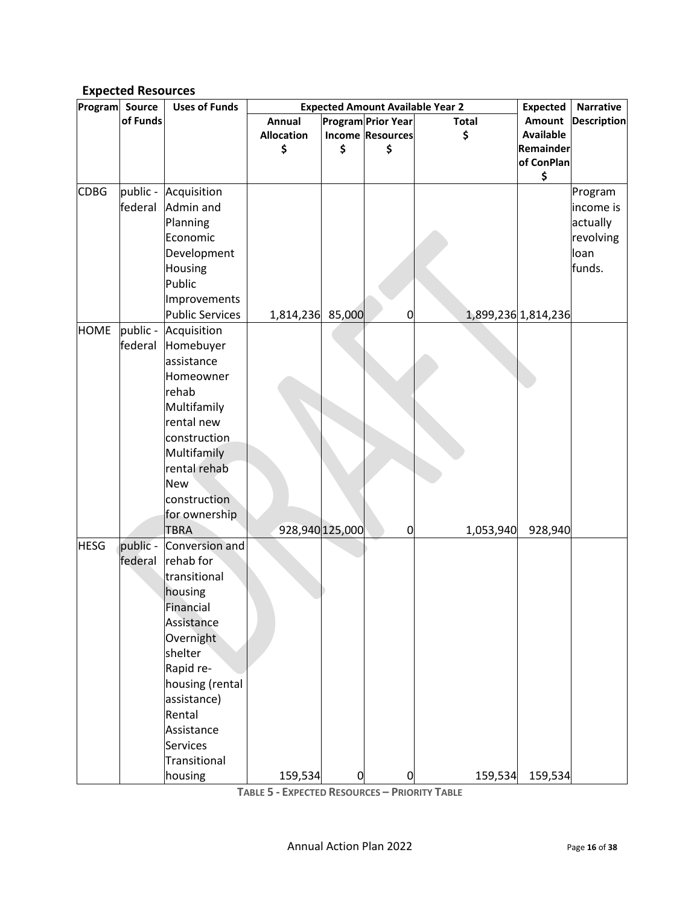## Expected Resources

| Program | Source of Funds | Uses of Funds | Expected Amount Available Year 2 | | | | Expected Amount Available Remainder of ConPlan $ | Narrative Description |
|---|---|---|---|---|---|---|---|---|
| | | | Annual Allocation $ | Program Income $ | Prior Year Resources $ | Total $ | | |
| CDBG | public - federal | Acquisition<br>Admin and Planning<br>Economic Development<br>Housing<br>Public Improvements<br>Public Services | 1,814,236 | 85,000 | 0 | 1,899,236 | 1,814,236 | Program income is actually revolving loan funds. |
| HOME | public - federal | Acquisition<br>Homebuyer assistance<br>Homeowner rehab<br>Multifamily rental new construction<br>Multifamily rental rehab<br>New construction for ownership<br>TBRA | 928,940 | 125,000 | 0 | 1,053,940 | 928,940 | |
| HESG | public - federal | Conversion and rehab for transitional housing<br>Financial Assistance<br>Overnight shelter<br>Rapid re-housing (rental assistance)<br>Rental Assistance<br>Services<br>Transitional housing | 159,534 | 0 | 0 | 159,534 | 159,534 | |

**Table 5 - Expected Resources – Priority Table**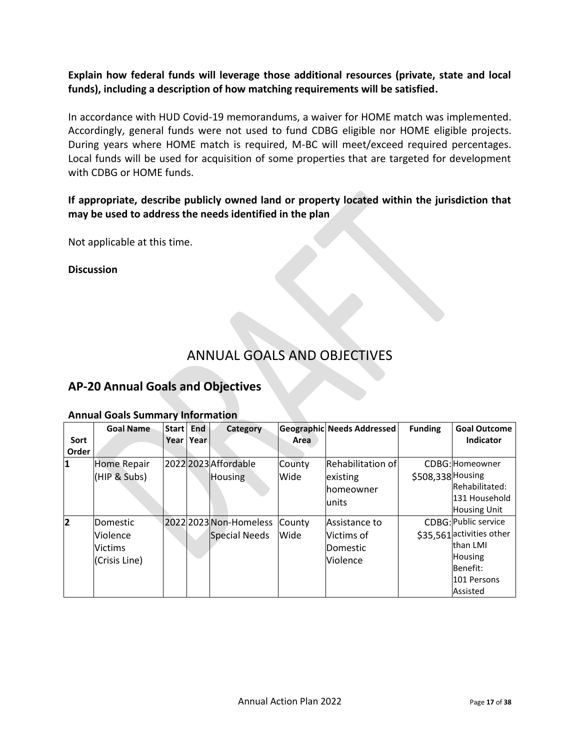**Explain how federal funds will leverage those additional resources (private, state and local funds), including a description of how matching requirements will be satisfied.**

In accordance with HUD Covid-19 memorandums, a waiver for HOME match was implemented. Accordingly, general funds were not used to fund CDBG eligible nor HOME eligible projects. During years where HOME match is required, M-BC will meet/exceed required percentages. Local funds will be used for acquisition of some properties that are targeted for development with CDBG or HOME funds.

**If appropriate, describe publicly owned land or property located within the jurisdiction that may be used to address the needs identified in the plan**

Not applicable at this time.

**Discussion**

# ANNUAL GOALS AND OBJECTIVES

## AP-20 Annual Goals and Objectives

### Annual Goals Summary Information

| Sort Order | Goal Name | Start Year | End Year | Category | Geographic Area | Needs Addressed | Funding | Goal Outcome Indicator |
|---|---|---|---|---|---|---|---|---|
| 1 | Home Repair (HIP & Subs) | 2022 | 2023 | Affordable Housing | County Wide | Rehabilitation of existing homeowner units | CDBG: $508,338 | Homeowner Housing Rehabilitated: 131 Household Housing Unit |
| 2 | Domestic Violence Victims (Crisis Line) | 2022 | 2023 | Non-Homeless Special Needs | County Wide | Assistance to Victims of Domestic Violence | CDBG: $35,561 | Public service activities other than LMI Housing Benefit: 101 Persons Assisted |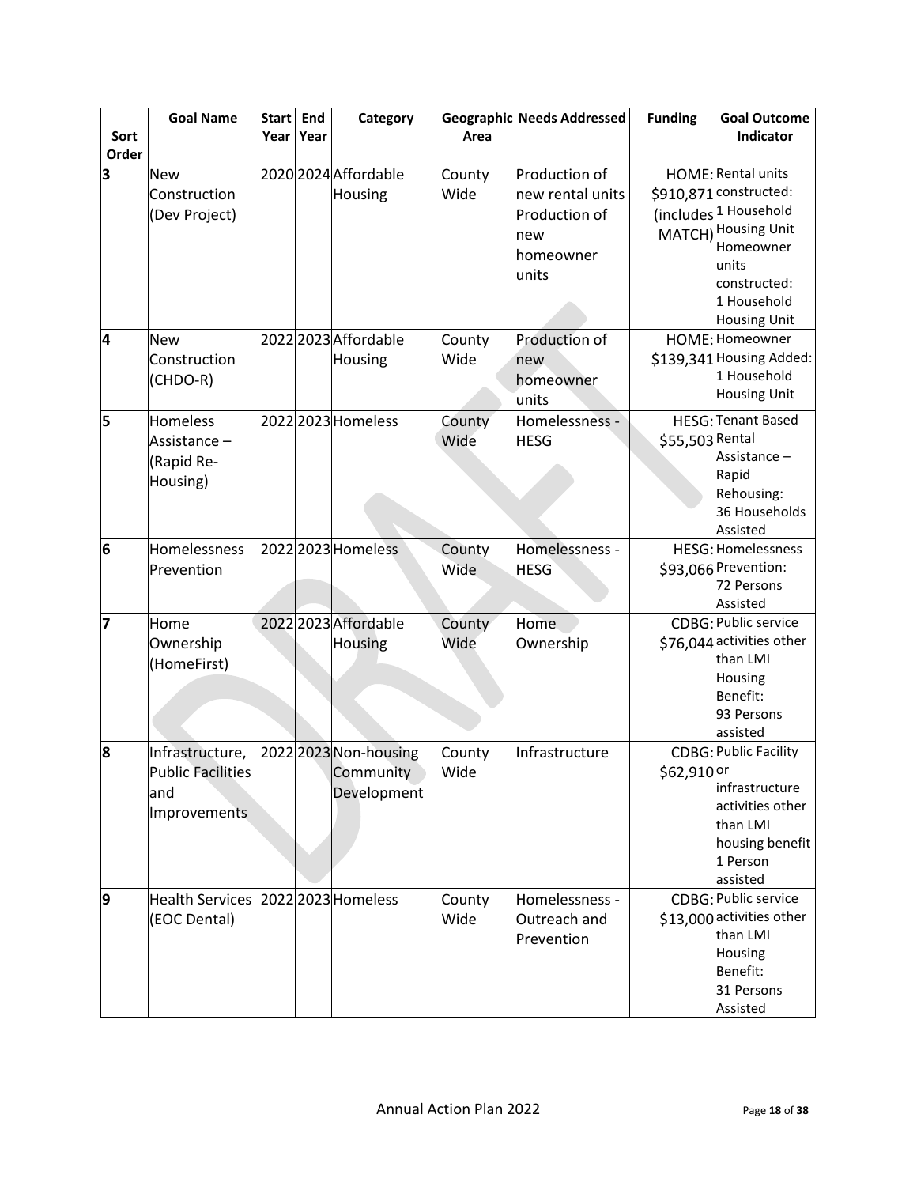| Sort Order | Goal Name | Start Year | End Year | Category | Geographic Area | Needs Addressed | Funding | Goal Outcome Indicator |
|---|---|---|---|---|---|---|---|---|
| 3 | New Construction (Dev Project) | 2020 | 2024 | Affordable Housing | County Wide | Production of new rental units Production of new homeowner units | HOME: $910,871 (includes MATCH) | Rental units constructed: 1 Household Housing Unit Homeowner units constructed: 1 Household Housing Unit |
| 4 | New Construction (CHDO-R) | 2022 | 2023 | Affordable Housing | County Wide | Production of new homeowner units | HOME: $139,341 | Homeowner Housing Added: 1 Household Housing Unit |
| 5 | Homeless Assistance – (Rapid Re-Housing) | 2022 | 2023 | Homeless | County Wide | Homelessness - HESG | HESG: $55,503 | Tenant Based Rental Assistance – Rapid Rehousing: 36 Households Assisted |
| 6 | Homelessness Prevention | 2022 | 2023 | Homeless | County Wide | Homelessness - HESG | HESG: $93,066 | Homelessness Prevention: 72 Persons Assisted |
| 7 | Home Ownership (HomeFirst) | 2022 | 2023 | Affordable Housing | County Wide | Home Ownership | CDBG: $76,044 | Public service activities other than LMI Housing Benefit: 93 Persons assisted |
| 8 | Infrastructure, Public Facilities and Improvements | 2022 | 2023 | Non-housing Community Development | County Wide | Infrastructure | CDBG: $62,910 | Public Facility or infrastructure activities other than LMI housing benefit 1 Person assisted |
| 9 | Health Services (EOC Dental) | 2022 | 2023 | Homeless | County Wide | Homelessness - Outreach and Prevention | CDBG: $13,000 | Public service activities other than LMI Housing Benefit: 31 Persons Assisted |

Annual Action Plan 2022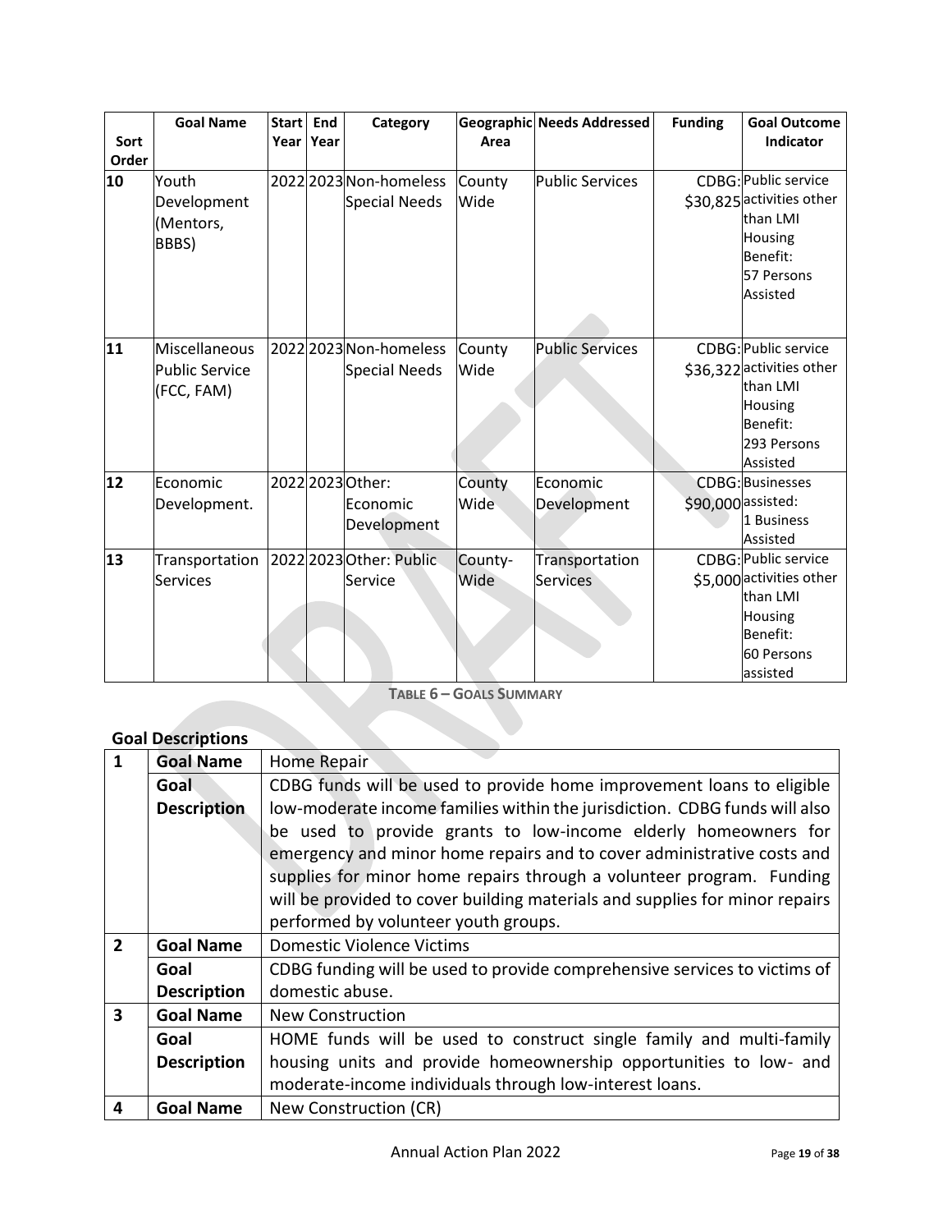| Sort Order | Goal Name | Start Year | End Year | Category | Geographic Area | Needs Addressed | Funding | Goal Outcome Indicator |
|---|---|---|---|---|---|---|---|---|
| 10 | Youth Development (Mentors, BBBS) | 2022 | 2023 | Non-homeless Special Needs | County Wide | Public Services | CDBG: $30,825 | Public service activities other than LMI Housing Benefit: 57 Persons Assisted |
| 11 | Miscellaneous Public Service (FCC, FAM) | 2022 | 2023 | Non-homeless Special Needs | County Wide | Public Services | CDBG: $36,322 | Public service activities other than LMI Housing Benefit: 293 Persons Assisted |
| 12 | Economic Development. | 2022 | 2023 | Other: Economic Development | County Wide | Economic Development | CDBG: $90,000 | Businesses assisted: 1 Business Assisted |
| 13 | Transportation Services | 2022 | 2023 | Other: Public Service | County-Wide | Transportation Services | CDBG: $5,000 | Public service activities other than LMI Housing Benefit: 60 Persons assisted |

**Table 6 – Goals Summary**

**Goal Descriptions**

| | | |
|---|---|---|
| 1 | **Goal Name** | Home Repair |
| | **Goal Description** | CDBG funds will be used to provide home improvement loans to eligible low-moderate income families within the jurisdiction. CDBG funds will also be used to provide grants to low-income elderly homeowners for emergency and minor home repairs and to cover administrative costs and supplies for minor home repairs through a volunteer program. Funding will be provided to cover building materials and supplies for minor repairs performed by volunteer youth groups. |
| 2 | **Goal Name** | Domestic Violence Victims |
| | **Goal Description** | CDBG funding will be used to provide comprehensive services to victims of domestic abuse. |
| 3 | **Goal Name** | New Construction |
| | **Goal Description** | HOME funds will be used to construct single family and multi-family housing units and provide homeownership opportunities to low- and moderate-income individuals through low-interest loans. |
| 4 | **Goal Name** | New Construction (CR) |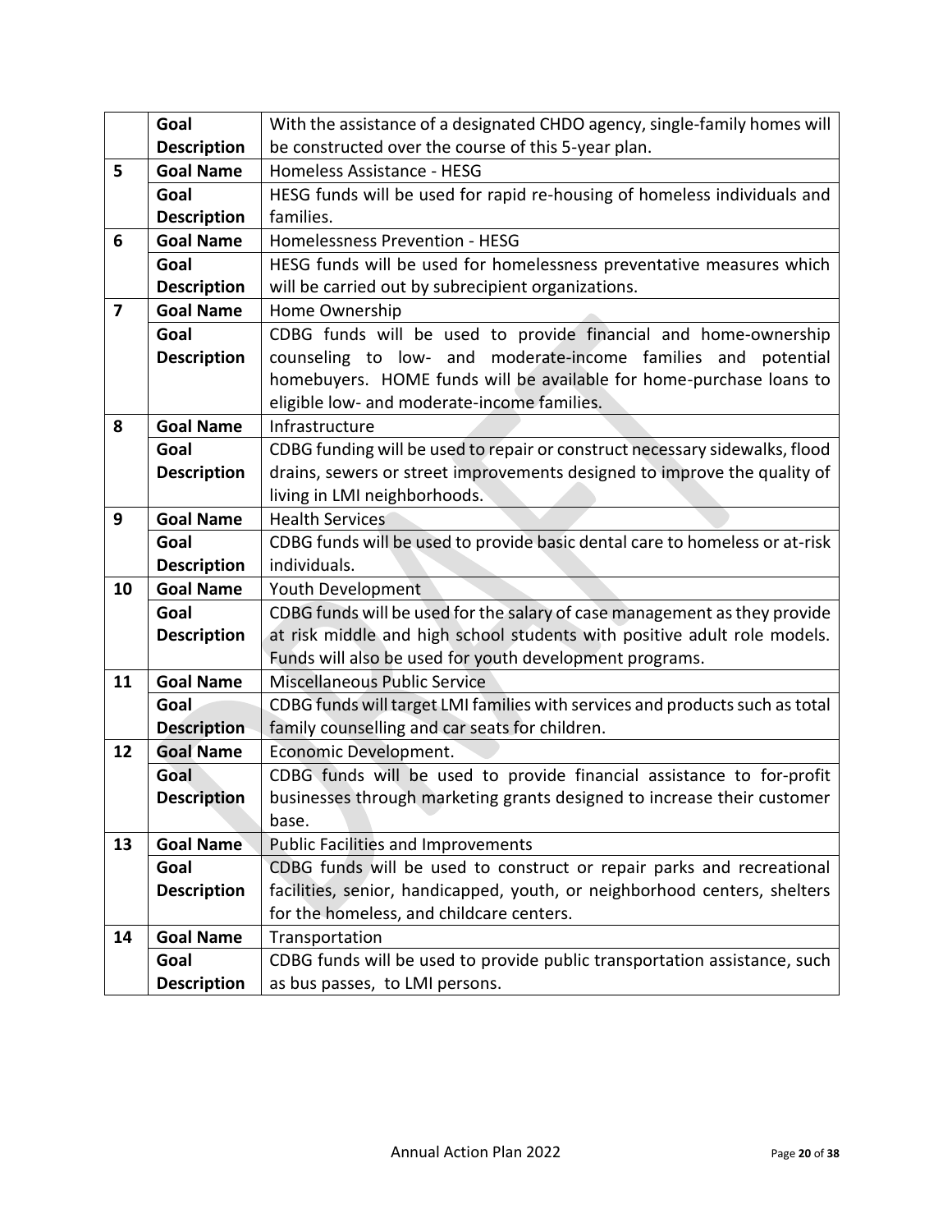| | | |
|---|---|---|
| | **Goal Description** | With the assistance of a designated CHDO agency, single-family homes will be constructed over the course of this 5-year plan. |
| **5** | **Goal Name** | Homeless Assistance - HESG |
| | **Goal Description** | HESG funds will be used for rapid re-housing of homeless individuals and families. |
| **6** | **Goal Name** | Homelessness Prevention - HESG |
| | **Goal Description** | HESG funds will be used for homelessness preventative measures which will be carried out by subrecipient organizations. |
| **7** | **Goal Name** | Home Ownership |
| | **Goal Description** | CDBG funds will be used to provide financial and home-ownership counseling to low- and moderate-income families and potential homebuyers. HOME funds will be available for home-purchase loans to eligible low- and moderate-income families. |
| **8** | **Goal Name** | Infrastructure |
| | **Goal Description** | CDBG funding will be used to repair or construct necessary sidewalks, flood drains, sewers or street improvements designed to improve the quality of living in LMI neighborhoods. |
| **9** | **Goal Name** | Health Services |
| | **Goal Description** | CDBG funds will be used to provide basic dental care to homeless or at-risk individuals. |
| **10** | **Goal Name** | Youth Development |
| | **Goal Description** | CDBG funds will be used for the salary of case management as they provide at risk middle and high school students with positive adult role models. Funds will also be used for youth development programs. |
| **11** | **Goal Name** | Miscellaneous Public Service |
| | **Goal Description** | CDBG funds will target LMI families with services and products such as total family counselling and car seats for children. |
| **12** | **Goal Name** | Economic Development. |
| | **Goal Description** | CDBG funds will be used to provide financial assistance to for-profit businesses through marketing grants designed to increase their customer base. |
| **13** | **Goal Name** | Public Facilities and Improvements |
| | **Goal Description** | CDBG funds will be used to construct or repair parks and recreational facilities, senior, handicapped, youth, or neighborhood centers, shelters for the homeless, and childcare centers. |
| **14** | **Goal Name** | Transportation |
| | **Goal Description** | CDBG funds will be used to provide public transportation assistance, such as bus passes, to LMI persons. |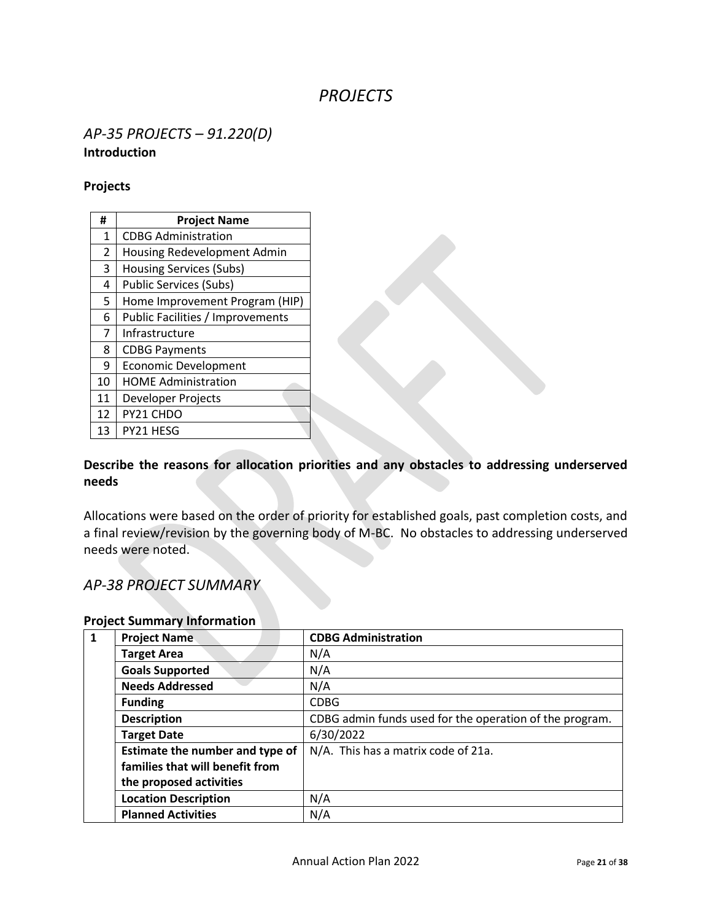# *PROJECTS*

## *AP-35 PROJECTS – 91.220(D)*

**Introduction**

**Projects**

| # | Project Name |
|---|---|
| 1 | CDBG Administration |
| 2 | Housing Redevelopment Admin |
| 3 | Housing Services (Subs) |
| 4 | Public Services (Subs) |
| 5 | Home Improvement Program (HIP) |
| 6 | Public Facilities / Improvements |
| 7 | Infrastructure |
| 8 | CDBG Payments |
| 9 | Economic Development |
| 10 | HOME Administration |
| 11 | Developer Projects |
| 12 | PY21 CHDO |
| 13 | PY21 HESG |

**Describe the reasons for allocation priorities and any obstacles to addressing underserved needs**

Allocations were based on the order of priority for established goals, past completion costs, and a final review/revision by the governing body of M-BC. No obstacles to addressing underserved needs were noted.

## *AP-38 PROJECT SUMMARY*

**Project Summary Information**

| | | |
|---|---|---|
| **1** | **Project Name** | **CDBG Administration** |
| | **Target Area** | N/A |
| | **Goals Supported** | N/A |
| | **Needs Addressed** | N/A |
| | **Funding** | CDBG |
| | **Description** | CDBG admin funds used for the operation of the program. |
| | **Target Date** | 6/30/2022 |
| | **Estimate the number and type of families that will benefit from the proposed activities** | N/A. This has a matrix code of 21a. |
| | **Location Description** | N/A |
| | **Planned Activities** | N/A |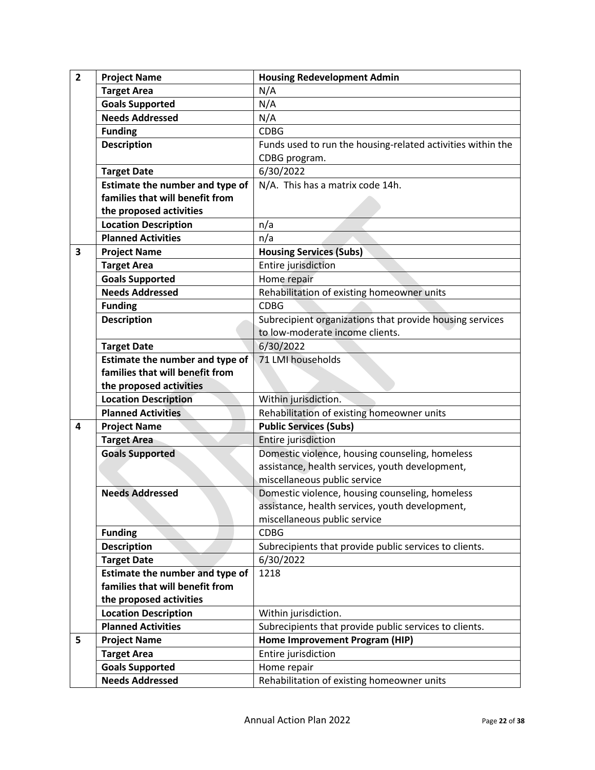| | | |
|---|---|---|
| 2 | **Project Name** | **Housing Redevelopment Admin** |
| | **Target Area** | N/A |
| | **Goals Supported** | N/A |
| | **Needs Addressed** | N/A |
| | **Funding** | CDBG |
| | **Description** | Funds used to run the housing-related activities within the CDBG program. |
| | **Target Date** | 6/30/2022 |
| | **Estimate the number and type of families that will benefit from the proposed activities** | N/A. This has a matrix code 14h. |
| | **Location Description** | n/a |
| | **Planned Activities** | n/a |
| 3 | **Project Name** | **Housing Services (Subs)** |
| | **Target Area** | Entire jurisdiction |
| | **Goals Supported** | Home repair |
| | **Needs Addressed** | Rehabilitation of existing homeowner units |
| | **Funding** | CDBG |
| | **Description** | Subrecipient organizations that provide housing services to low-moderate income clients. |
| | **Target Date** | 6/30/2022 |
| | **Estimate the number and type of families that will benefit from the proposed activities** | 71 LMI households |
| | **Location Description** | Within jurisdiction. |
| | **Planned Activities** | Rehabilitation of existing homeowner units |
| 4 | **Project Name** | **Public Services (Subs)** |
| | **Target Area** | Entire jurisdiction |
| | **Goals Supported** | Domestic violence, housing counseling, homeless assistance, health services, youth development, miscellaneous public service |
| | **Needs Addressed** | Domestic violence, housing counseling, homeless assistance, health services, youth development, miscellaneous public service |
| | **Funding** | CDBG |
| | **Description** | Subrecipients that provide public services to clients. |
| | **Target Date** | 6/30/2022 |
| | **Estimate the number and type of families that will benefit from the proposed activities** | 1218 |
| | **Location Description** | Within jurisdiction. |
| | **Planned Activities** | Subrecipients that provide public services to clients. |
| 5 | **Project Name** | **Home Improvement Program (HIP)** |
| | **Target Area** | Entire jurisdiction |
| | **Goals Supported** | Home repair |
| | **Needs Addressed** | Rehabilitation of existing homeowner units |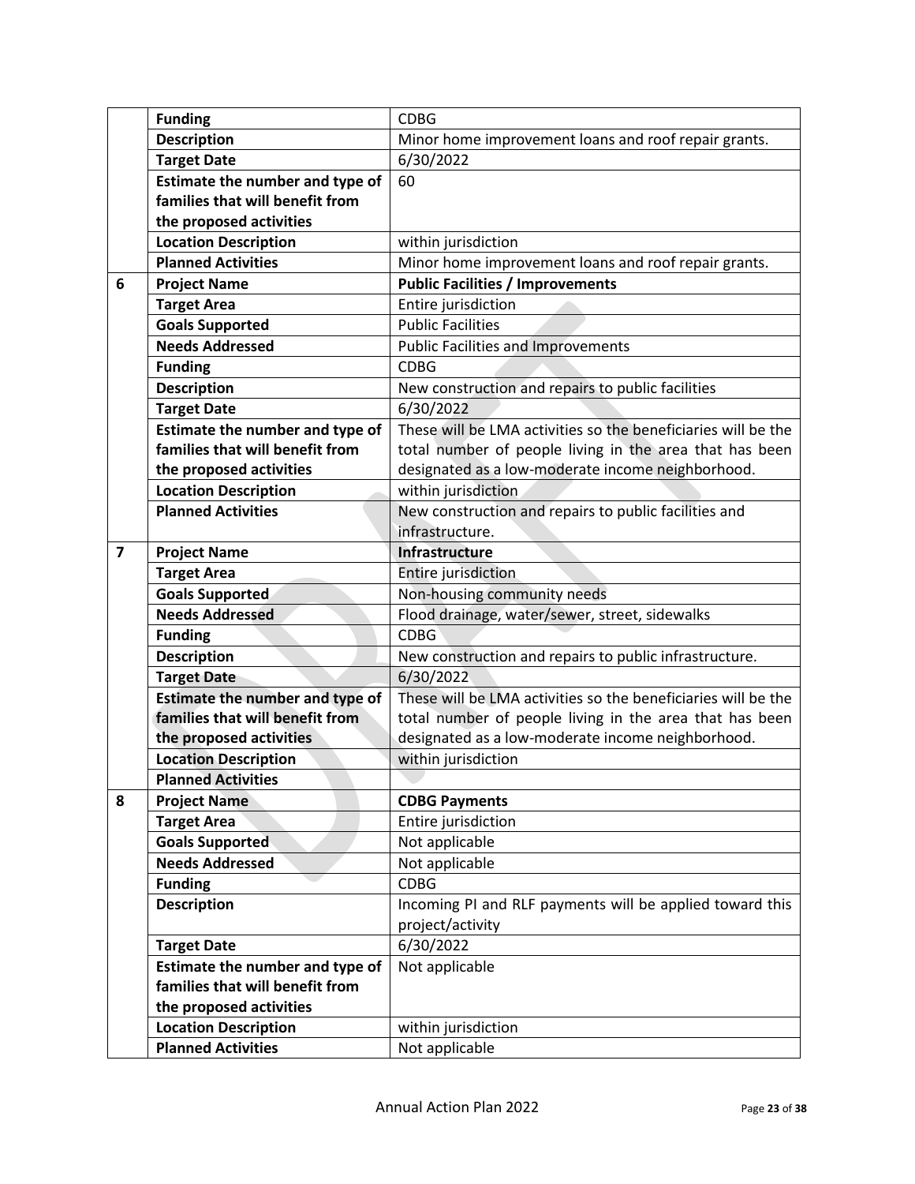| | | |
|---|---|---|
| | **Funding** | CDBG |
| | **Description** | Minor home improvement loans and roof repair grants. |
| | **Target Date** | 6/30/2022 |
| | **Estimate the number and type of families that will benefit from the proposed activities** | 60 |
| | **Location Description** | within jurisdiction |
| | **Planned Activities** | Minor home improvement loans and roof repair grants. |
| **6** | **Project Name** | **Public Facilities / Improvements** |
| | **Target Area** | Entire jurisdiction |
| | **Goals Supported** | Public Facilities |
| | **Needs Addressed** | Public Facilities and Improvements |
| | **Funding** | CDBG |
| | **Description** | New construction and repairs to public facilities |
| | **Target Date** | 6/30/2022 |
| | **Estimate the number and type of families that will benefit from the proposed activities** | These will be LMA activities so the beneficiaries will be the total number of people living in the area that has been designated as a low-moderate income neighborhood. |
| | **Location Description** | within jurisdiction |
| | **Planned Activities** | New construction and repairs to public facilities and infrastructure. |
| **7** | **Project Name** | **Infrastructure** |
| | **Target Area** | Entire jurisdiction |
| | **Goals Supported** | Non-housing community needs |
| | **Needs Addressed** | Flood drainage, water/sewer, street, sidewalks |
| | **Funding** | CDBG |
| | **Description** | New construction and repairs to public infrastructure. |
| | **Target Date** | 6/30/2022 |
| | **Estimate the number and type of families that will benefit from the proposed activities** | These will be LMA activities so the beneficiaries will be the total number of people living in the area that has been designated as a low-moderate income neighborhood. |
| | **Location Description** | within jurisdiction |
| | **Planned Activities** | |
| **8** | **Project Name** | **CDBG Payments** |
| | **Target Area** | Entire jurisdiction |
| | **Goals Supported** | Not applicable |
| | **Needs Addressed** | Not applicable |
| | **Funding** | CDBG |
| | **Description** | Incoming PI and RLF payments will be applied toward this project/activity |
| | **Target Date** | 6/30/2022 |
| | **Estimate the number and type of families that will benefit from the proposed activities** | Not applicable |
| | **Location Description** | within jurisdiction |
| | **Planned Activities** | Not applicable |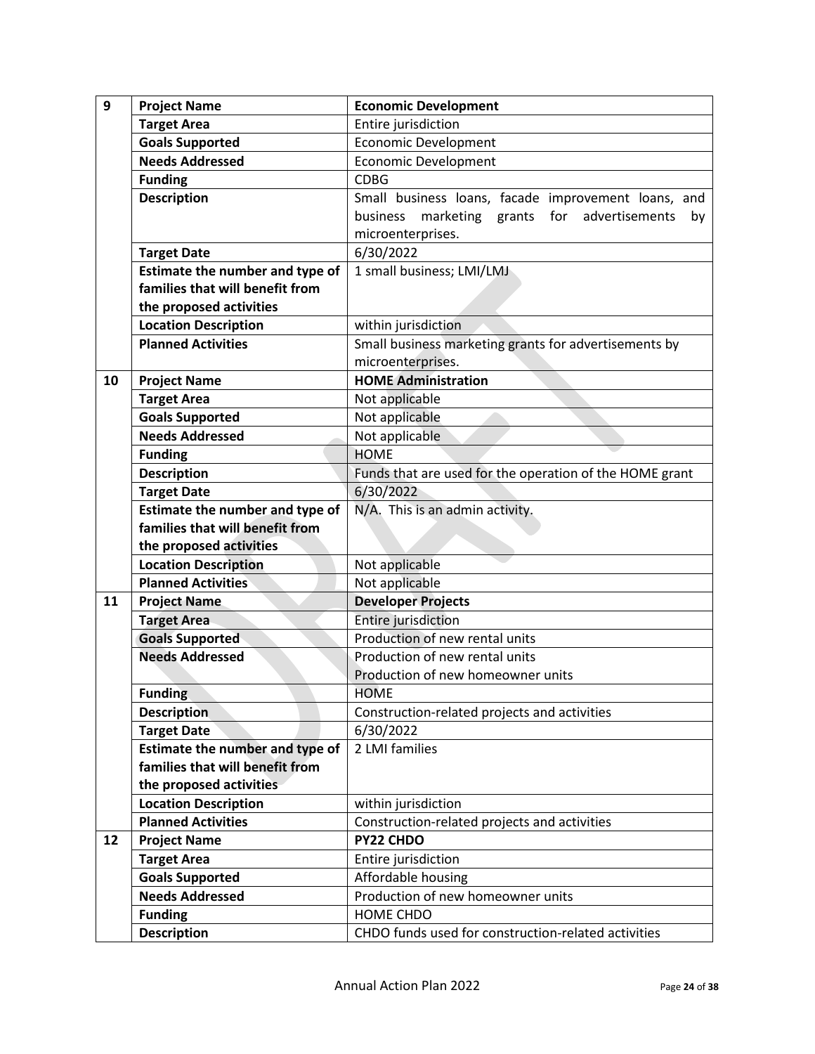| | | |
|---|---|---|
| 9 | **Project Name** | **Economic Development** |
| | **Target Area** | Entire jurisdiction |
| | **Goals Supported** | Economic Development |
| | **Needs Addressed** | Economic Development |
| | **Funding** | CDBG |
| | **Description** | Small business loans, facade improvement loans, and business marketing grants for advertisements by microenterprises. |
| | **Target Date** | 6/30/2022 |
| | **Estimate the number and type of families that will benefit from the proposed activities** | 1 small business; LMI/LMJ |
| | **Location Description** | within jurisdiction |
| | **Planned Activities** | Small business marketing grants for advertisements by microenterprises. |
| 10 | **Project Name** | **HOME Administration** |
| | **Target Area** | Not applicable |
| | **Goals Supported** | Not applicable |
| | **Needs Addressed** | Not applicable |
| | **Funding** | HOME |
| | **Description** | Funds that are used for the operation of the HOME grant |
| | **Target Date** | 6/30/2022 |
| | **Estimate the number and type of families that will benefit from the proposed activities** | N/A. This is an admin activity. |
| | **Location Description** | Not applicable |
| | **Planned Activities** | Not applicable |
| 11 | **Project Name** | **Developer Projects** |
| | **Target Area** | Entire jurisdiction |
| | **Goals Supported** | Production of new rental units |
| | **Needs Addressed** | Production of new rental units<br>Production of new homeowner units |
| | **Funding** | HOME |
| | **Description** | Construction-related projects and activities |
| | **Target Date** | 6/30/2022 |
| | **Estimate the number and type of families that will benefit from the proposed activities** | 2 LMI families |
| | **Location Description** | within jurisdiction |
| | **Planned Activities** | Construction-related projects and activities |
| 12 | **Project Name** | **PY22 CHDO** |
| | **Target Area** | Entire jurisdiction |
| | **Goals Supported** | Affordable housing |
| | **Needs Addressed** | Production of new homeowner units |
| | **Funding** | HOME CHDO |
| | **Description** | CHDO funds used for construction-related activities |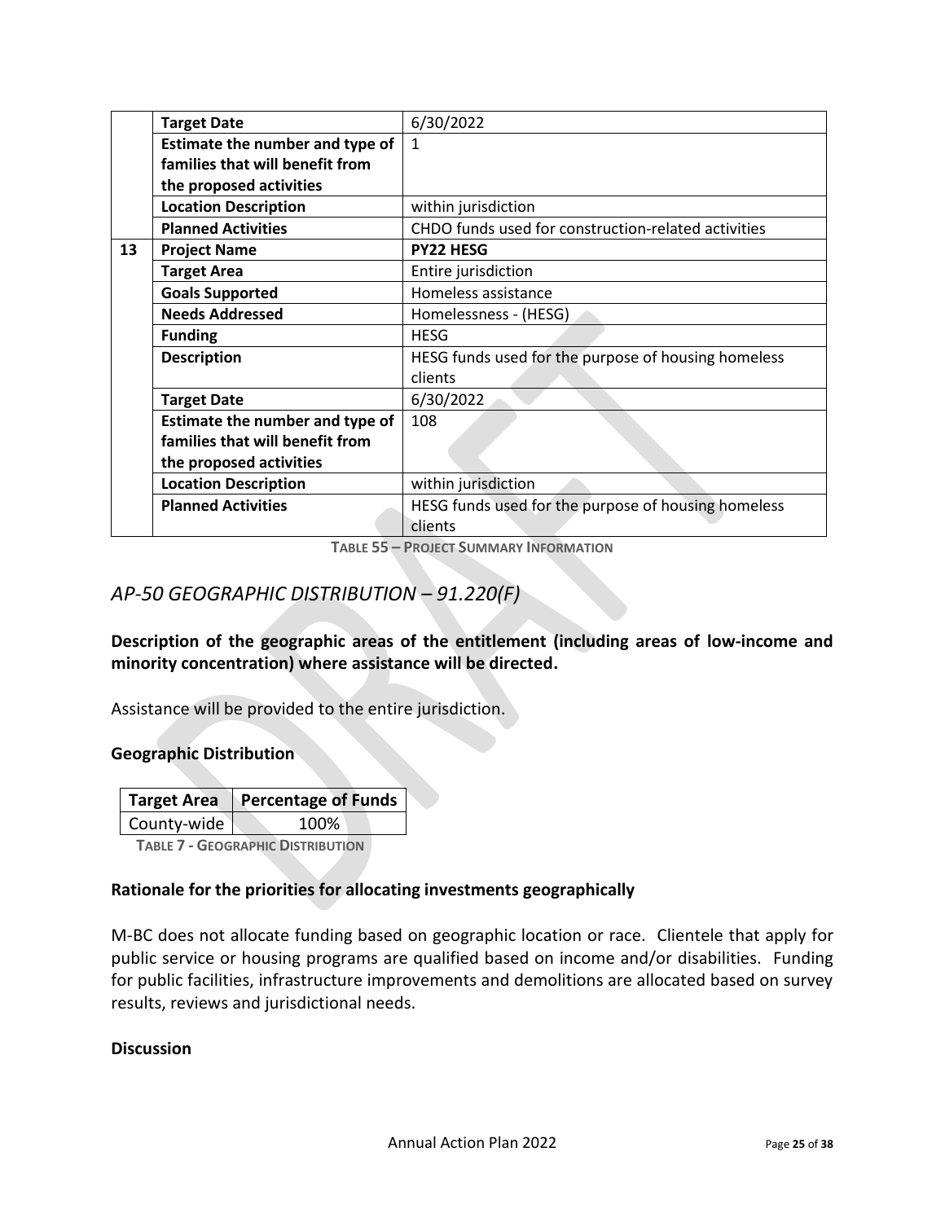| | | |
|---|---|---|
| | **Target Date** | 6/30/2022 |
| | **Estimate the number and type of families that will benefit from the proposed activities** | 1 |
| | **Location Description** | within jurisdiction |
| | **Planned Activities** | CHDO funds used for construction-related activities |
| **13** | **Project Name** | **PY22 HESG** |
| | **Target Area** | Entire jurisdiction |
| | **Goals Supported** | Homeless assistance |
| | **Needs Addressed** | Homelessness - (HESG) |
| | **Funding** | HESG |
| | **Description** | HESG funds used for the purpose of housing homeless clients |
| | **Target Date** | 6/30/2022 |
| | **Estimate the number and type of families that will benefit from the proposed activities** | 108 |
| | **Location Description** | within jurisdiction |
| | **Planned Activities** | HESG funds used for the purpose of housing homeless clients |

**TABLE 55 – PROJECT SUMMARY INFORMATION**

## *AP-50 GEOGRAPHIC DISTRIBUTION – 91.220(F)*

**Description of the geographic areas of the entitlement (including areas of low-income and minority concentration) where assistance will be directed.**

Assistance will be provided to the entire jurisdiction.

**Geographic Distribution**

| Target Area | Percentage of Funds |
|---|---|
| County-wide | 100% |

**TABLE 7 - GEOGRAPHIC DISTRIBUTION**

**Rationale for the priorities for allocating investments geographically**

M-BC does not allocate funding based on geographic location or race. Clientele that apply for public service or housing programs are qualified based on income and/or disabilities. Funding for public facilities, infrastructure improvements and demolitions are allocated based on survey results, reviews and jurisdictional needs.

**Discussion**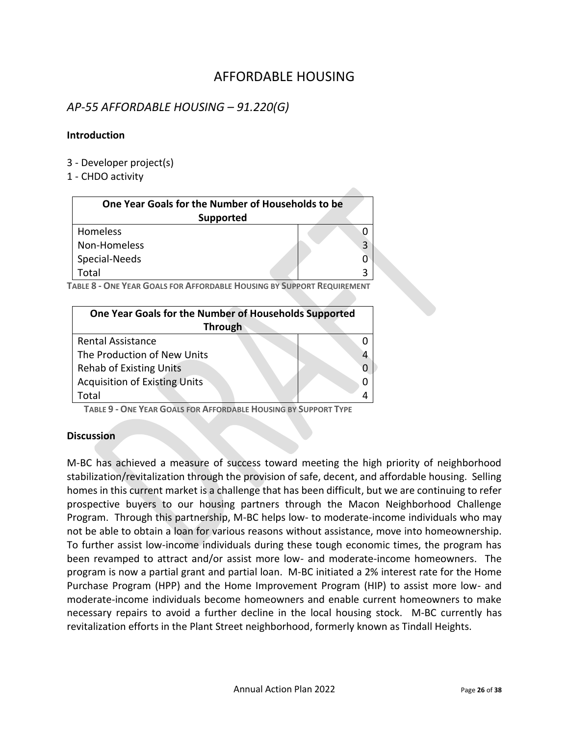# AFFORDABLE HOUSING

## *AP-55 AFFORDABLE HOUSING – 91.220(G)*

**Introduction**

3 - Developer project(s)
1 - CHDO activity

| One Year Goals for the Number of Households to be Supported | |
|---|---|
| Homeless | 0 |
| Non-Homeless | 3 |
| Special-Needs | 0 |
| Total | 3 |

**TABLE 8 - ONE YEAR GOALS FOR AFFORDABLE HOUSING BY SUPPORT REQUIREMENT**

| One Year Goals for the Number of Households Supported Through | |
|---|---|
| Rental Assistance | 0 |
| The Production of New Units | 4 |
| Rehab of Existing Units | 0 |
| Acquisition of Existing Units | 0 |
| Total | 4 |

**TABLE 9 - ONE YEAR GOALS FOR AFFORDABLE HOUSING BY SUPPORT TYPE**

**Discussion**

M-BC has achieved a measure of success toward meeting the high priority of neighborhood stabilization/revitalization through the provision of safe, decent, and affordable housing. Selling homes in this current market is a challenge that has been difficult, but we are continuing to refer prospective buyers to our housing partners through the Macon Neighborhood Challenge Program. Through this partnership, M-BC helps low- to moderate-income individuals who may not be able to obtain a loan for various reasons without assistance, move into homeownership. To further assist low-income individuals during these tough economic times, the program has been revamped to attract and/or assist more low- and moderate-income homeowners. The program is now a partial grant and partial loan. M-BC initiated a 2% interest rate for the Home Purchase Program (HPP) and the Home Improvement Program (HIP) to assist more low- and moderate-income individuals become homeowners and enable current homeowners to make necessary repairs to avoid a further decline in the local housing stock. M-BC currently has revitalization efforts in the Plant Street neighborhood, formerly known as Tindall Heights.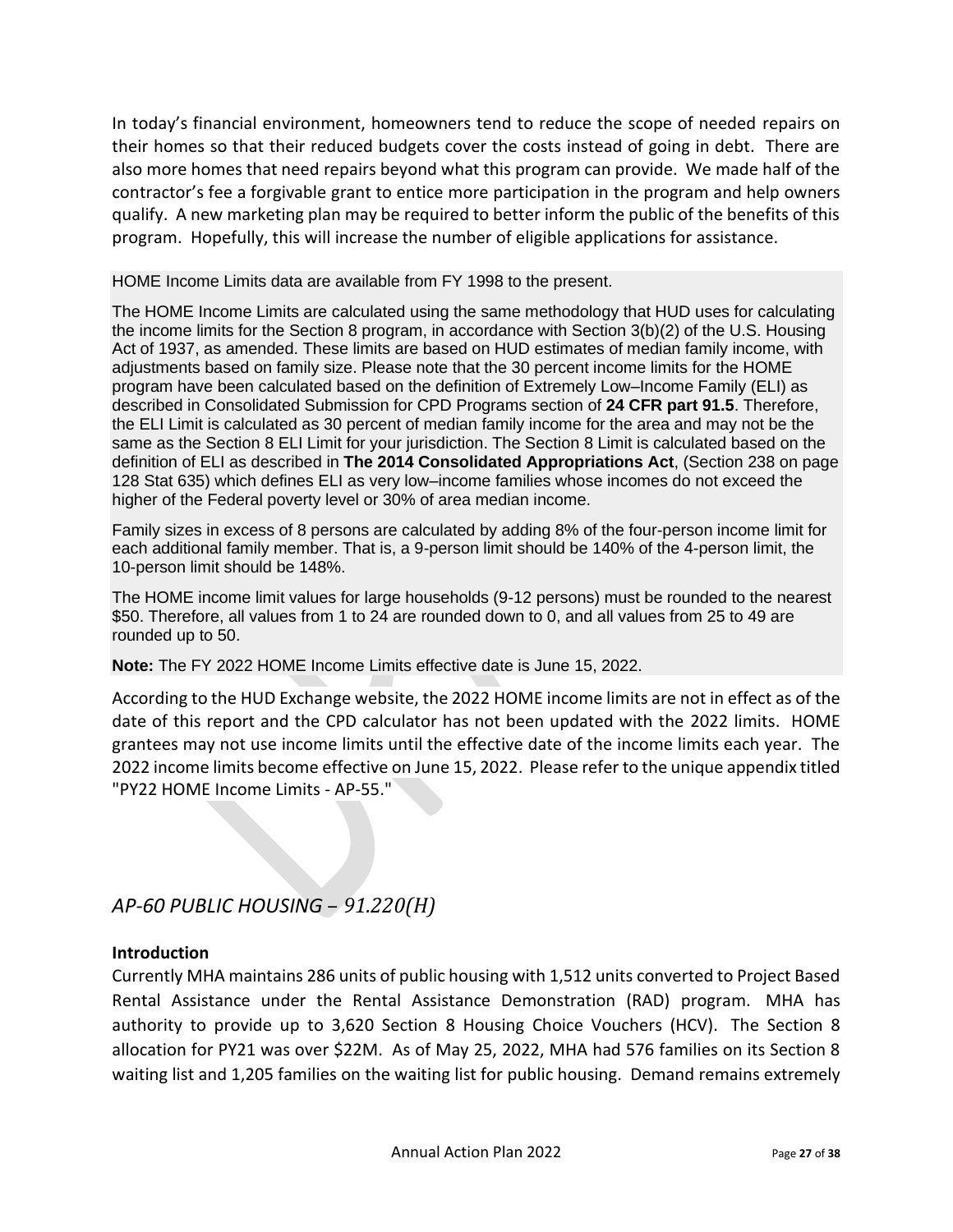In today's financial environment, homeowners tend to reduce the scope of needed repairs on their homes so that their reduced budgets cover the costs instead of going in debt. There are also more homes that need repairs beyond what this program can provide. We made half of the contractor's fee a forgivable grant to entice more participation in the program and help owners qualify. A new marketing plan may be required to better inform the public of the benefits of this program. Hopefully, this will increase the number of eligible applications for assistance.

HOME Income Limits data are available from FY 1998 to the present.

The HOME Income Limits are calculated using the same methodology that HUD uses for calculating the income limits for the Section 8 program, in accordance with Section 3(b)(2) of the U.S. Housing Act of 1937, as amended. These limits are based on HUD estimates of median family income, with adjustments based on family size. Please note that the 30 percent income limits for the HOME program have been calculated based on the definition of Extremely Low–Income Family (ELI) as described in Consolidated Submission for CPD Programs section of **24 CFR part 91.5**. Therefore, the ELI Limit is calculated as 30 percent of median family income for the area and may not be the same as the Section 8 ELI Limit for your jurisdiction. The Section 8 Limit is calculated based on the definition of ELI as described in **The 2014 Consolidated Appropriations Act**, (Section 238 on page 128 Stat 635) which defines ELI as very low–income families whose incomes do not exceed the higher of the Federal poverty level or 30% of area median income.

Family sizes in excess of 8 persons are calculated by adding 8% of the four-person income limit for each additional family member. That is, a 9-person limit should be 140% of the 4-person limit, the 10-person limit should be 148%.

The HOME income limit values for large households (9-12 persons) must be rounded to the nearest $50. Therefore, all values from 1 to 24 are rounded down to 0, and all values from 25 to 49 are rounded up to 50.

**Note:** The FY 2022 HOME Income Limits effective date is June 15, 2022.

According to the HUD Exchange website, the 2022 HOME income limits are not in effect as of the date of this report and the CPD calculator has not been updated with the 2022 limits. HOME grantees may not use income limits until the effective date of the income limits each year. The 2022 income limits become effective on June 15, 2022. Please refer to the unique appendix titled "PY22 HOME Income Limits - AP-55."

## *AP-60 PUBLIC HOUSING – 91.220(H)*

**Introduction**

Currently MHA maintains 286 units of public housing with 1,512 units converted to Project Based Rental Assistance under the Rental Assistance Demonstration (RAD) program. MHA has authority to provide up to 3,620 Section 8 Housing Choice Vouchers (HCV). The Section 8 allocation for PY21 was over $22M. As of May 25, 2022, MHA had 576 families on its Section 8 waiting list and 1,205 families on the waiting list for public housing. Demand remains extremely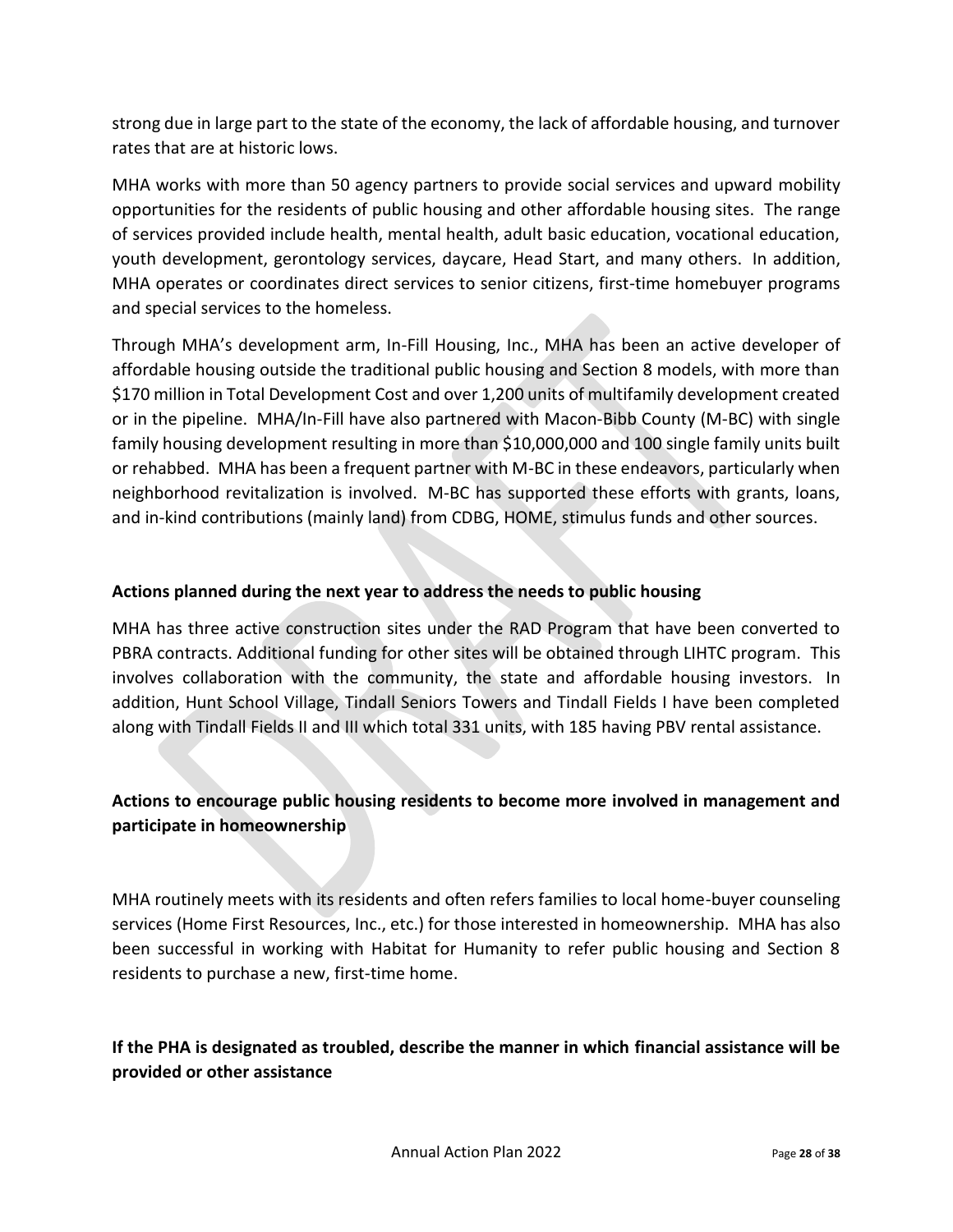strong due in large part to the state of the economy, the lack of affordable housing, and turnover rates that are at historic lows.

MHA works with more than 50 agency partners to provide social services and upward mobility opportunities for the residents of public housing and other affordable housing sites. The range of services provided include health, mental health, adult basic education, vocational education, youth development, gerontology services, daycare, Head Start, and many others. In addition, MHA operates or coordinates direct services to senior citizens, first-time homebuyer programs and special services to the homeless.

Through MHA's development arm, In-Fill Housing, Inc., MHA has been an active developer of affordable housing outside the traditional public housing and Section 8 models, with more than $170 million in Total Development Cost and over 1,200 units of multifamily development created or in the pipeline. MHA/In-Fill have also partnered with Macon-Bibb County (M-BC) with single family housing development resulting in more than $10,000,000 and 100 single family units built or rehabbed. MHA has been a frequent partner with M-BC in these endeavors, particularly when neighborhood revitalization is involved. M-BC has supported these efforts with grants, loans, and in-kind contributions (mainly land) from CDBG, HOME, stimulus funds and other sources.

**Actions planned during the next year to address the needs to public housing**

MHA has three active construction sites under the RAD Program that have been converted to PBRA contracts. Additional funding for other sites will be obtained through LIHTC program. This involves collaboration with the community, the state and affordable housing investors. In addition, Hunt School Village, Tindall Seniors Towers and Tindall Fields I have been completed along with Tindall Fields II and III which total 331 units, with 185 having PBV rental assistance.

**Actions to encourage public housing residents to become more involved in management and participate in homeownership**

MHA routinely meets with its residents and often refers families to local home-buyer counseling services (Home First Resources, Inc., etc.) for those interested in homeownership. MHA has also been successful in working with Habitat for Humanity to refer public housing and Section 8 residents to purchase a new, first-time home.

**If the PHA is designated as troubled, describe the manner in which financial assistance will be provided or other assistance**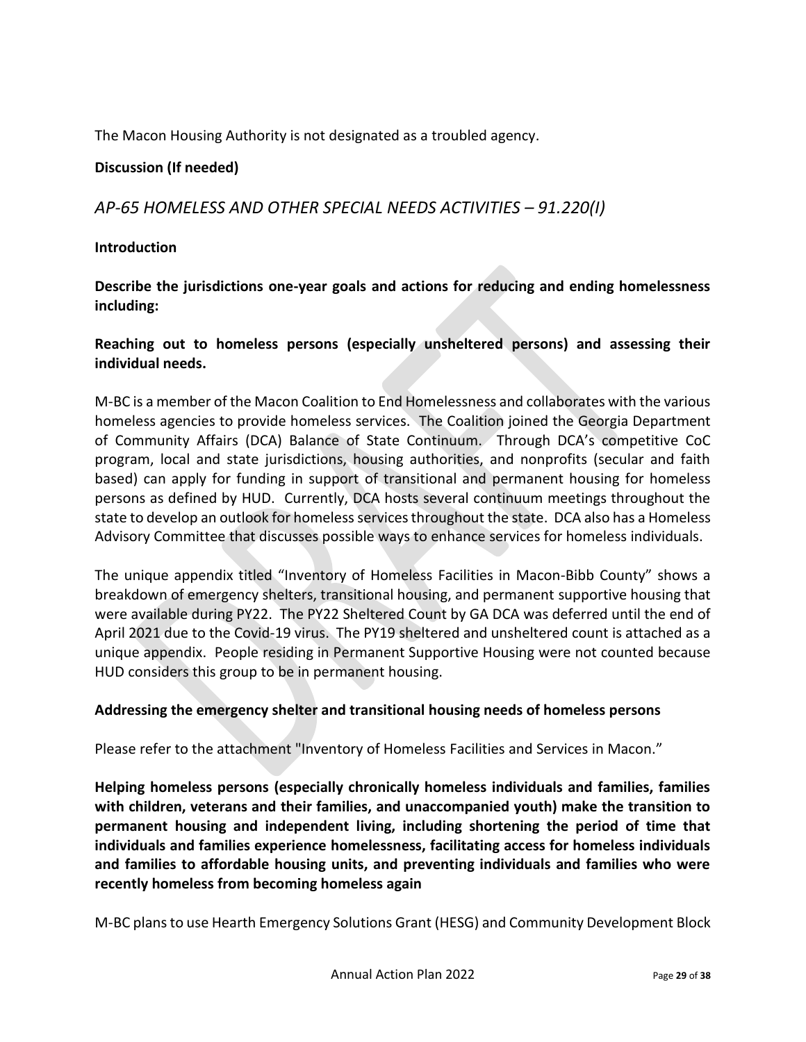The Macon Housing Authority is not designated as a troubled agency.

**Discussion (If needed)**

## *AP-65 HOMELESS AND OTHER SPECIAL NEEDS ACTIVITIES – 91.220(I)*

**Introduction**

**Describe the jurisdictions one-year goals and actions for reducing and ending homelessness including:**

**Reaching out to homeless persons (especially unsheltered persons) and assessing their individual needs.**

M-BC is a member of the Macon Coalition to End Homelessness and collaborates with the various homeless agencies to provide homeless services. The Coalition joined the Georgia Department of Community Affairs (DCA) Balance of State Continuum. Through DCA's competitive CoC program, local and state jurisdictions, housing authorities, and nonprofits (secular and faith based) can apply for funding in support of transitional and permanent housing for homeless persons as defined by HUD. Currently, DCA hosts several continuum meetings throughout the state to develop an outlook for homeless services throughout the state. DCA also has a Homeless Advisory Committee that discusses possible ways to enhance services for homeless individuals.

The unique appendix titled "Inventory of Homeless Facilities in Macon-Bibb County" shows a breakdown of emergency shelters, transitional housing, and permanent supportive housing that were available during PY22. The PY22 Sheltered Count by GA DCA was deferred until the end of April 2021 due to the Covid-19 virus. The PY19 sheltered and unsheltered count is attached as a unique appendix. People residing in Permanent Supportive Housing were not counted because HUD considers this group to be in permanent housing.

**Addressing the emergency shelter and transitional housing needs of homeless persons**

Please refer to the attachment "Inventory of Homeless Facilities and Services in Macon."

**Helping homeless persons (especially chronically homeless individuals and families, families with children, veterans and their families, and unaccompanied youth) make the transition to permanent housing and independent living, including shortening the period of time that individuals and families experience homelessness, facilitating access for homeless individuals and families to affordable housing units, and preventing individuals and families who were recently homeless from becoming homeless again**

M-BC plans to use Hearth Emergency Solutions Grant (HESG) and Community Development Block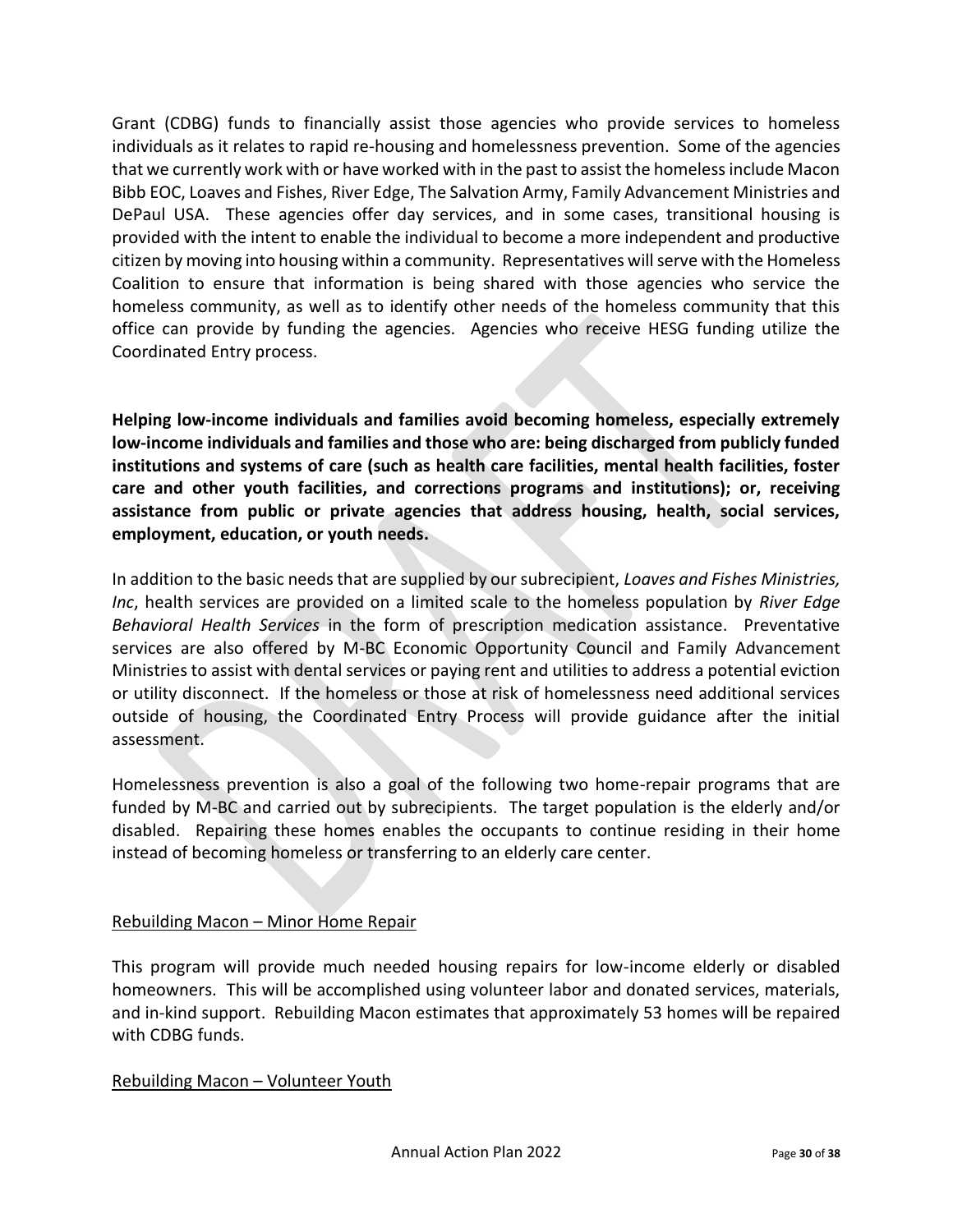Grant (CDBG) funds to financially assist those agencies who provide services to homeless individuals as it relates to rapid re-housing and homelessness prevention. Some of the agencies that we currently work with or have worked with in the past to assist the homeless include Macon Bibb EOC, Loaves and Fishes, River Edge, The Salvation Army, Family Advancement Ministries and DePaul USA. These agencies offer day services, and in some cases, transitional housing is provided with the intent to enable the individual to become a more independent and productive citizen by moving into housing within a community. Representatives will serve with the Homeless Coalition to ensure that information is being shared with those agencies who service the homeless community, as well as to identify other needs of the homeless community that this office can provide by funding the agencies. Agencies who receive HESG funding utilize the Coordinated Entry process.

**Helping low-income individuals and families avoid becoming homeless, especially extremely low-income individuals and families and those who are: being discharged from publicly funded institutions and systems of care (such as health care facilities, mental health facilities, foster care and other youth facilities, and corrections programs and institutions); or, receiving assistance from public or private agencies that address housing, health, social services, employment, education, or youth needs.**

In addition to the basic needs that are supplied by our subrecipient, *Loaves and Fishes Ministries, Inc*, health services are provided on a limited scale to the homeless population by *River Edge Behavioral Health Services* in the form of prescription medication assistance. Preventative services are also offered by M-BC Economic Opportunity Council and Family Advancement Ministries to assist with dental services or paying rent and utilities to address a potential eviction or utility disconnect. If the homeless or those at risk of homelessness need additional services outside of housing, the Coordinated Entry Process will provide guidance after the initial assessment.

Homelessness prevention is also a goal of the following two home-repair programs that are funded by M-BC and carried out by subrecipients. The target population is the elderly and/or disabled. Repairing these homes enables the occupants to continue residing in their home instead of becoming homeless or transferring to an elderly care center.

Rebuilding Macon – Minor Home Repair

This program will provide much needed housing repairs for low-income elderly or disabled homeowners. This will be accomplished using volunteer labor and donated services, materials, and in-kind support. Rebuilding Macon estimates that approximately 53 homes will be repaired with CDBG funds.

Rebuilding Macon – Volunteer Youth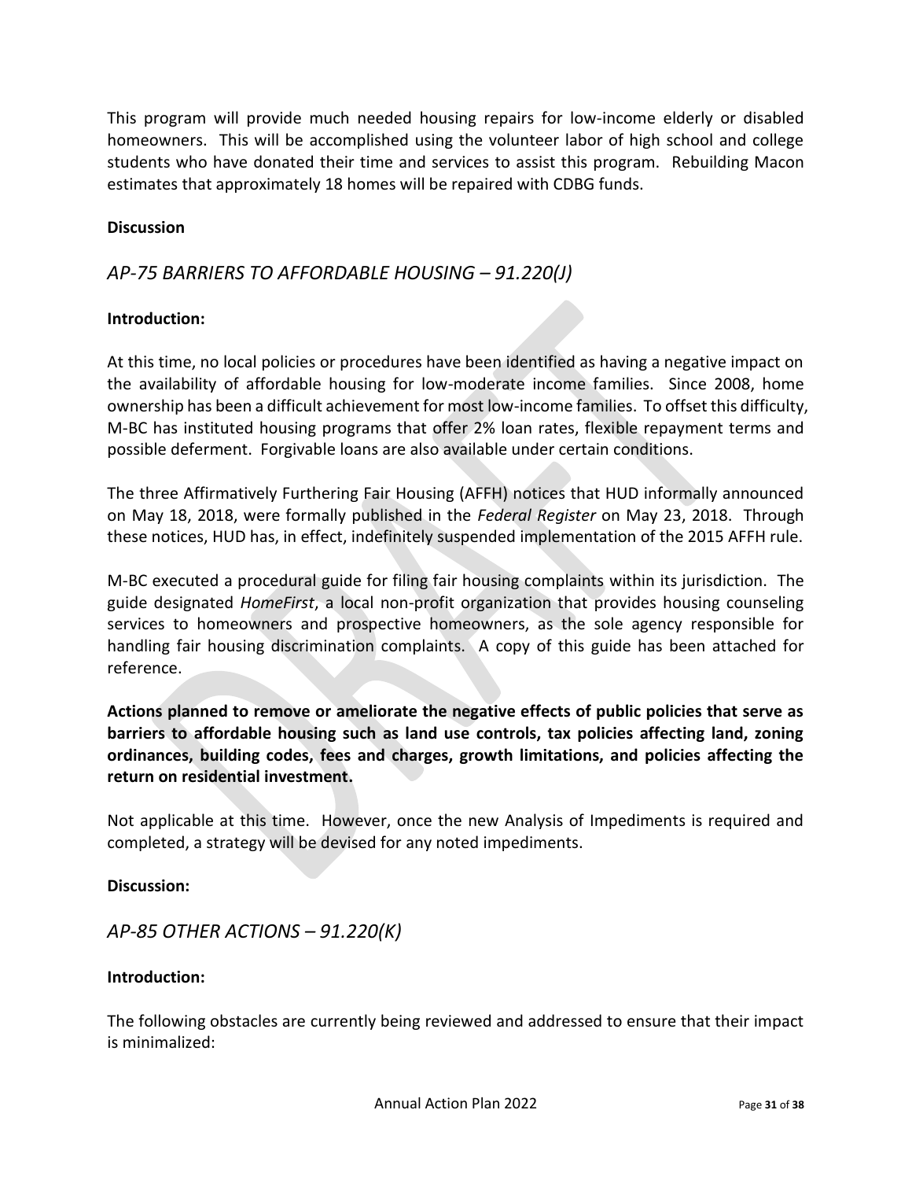This program will provide much needed housing repairs for low-income elderly or disabled homeowners. This will be accomplished using the volunteer labor of high school and college students who have donated their time and services to assist this program. Rebuilding Macon estimates that approximately 18 homes will be repaired with CDBG funds.

**Discussion**

## *AP-75 BARRIERS TO AFFORDABLE HOUSING – 91.220(J)*

**Introduction:**

At this time, no local policies or procedures have been identified as having a negative impact on the availability of affordable housing for low-moderate income families. Since 2008, home ownership has been a difficult achievement for most low-income families. To offset this difficulty, M-BC has instituted housing programs that offer 2% loan rates, flexible repayment terms and possible deferment. Forgivable loans are also available under certain conditions.

The three Affirmatively Furthering Fair Housing (AFFH) notices that HUD informally announced on May 18, 2018, were formally published in the *Federal Register* on May 23, 2018. Through these notices, HUD has, in effect, indefinitely suspended implementation of the 2015 AFFH rule.

M-BC executed a procedural guide for filing fair housing complaints within its jurisdiction. The guide designated *HomeFirst*, a local non-profit organization that provides housing counseling services to homeowners and prospective homeowners, as the sole agency responsible for handling fair housing discrimination complaints. A copy of this guide has been attached for reference.

**Actions planned to remove or ameliorate the negative effects of public policies that serve as barriers to affordable housing such as land use controls, tax policies affecting land, zoning ordinances, building codes, fees and charges, growth limitations, and policies affecting the return on residential investment.**

Not applicable at this time. However, once the new Analysis of Impediments is required and completed, a strategy will be devised for any noted impediments.

**Discussion:**

## *AP-85 OTHER ACTIONS – 91.220(K)*

**Introduction:**

The following obstacles are currently being reviewed and addressed to ensure that their impact is minimalized: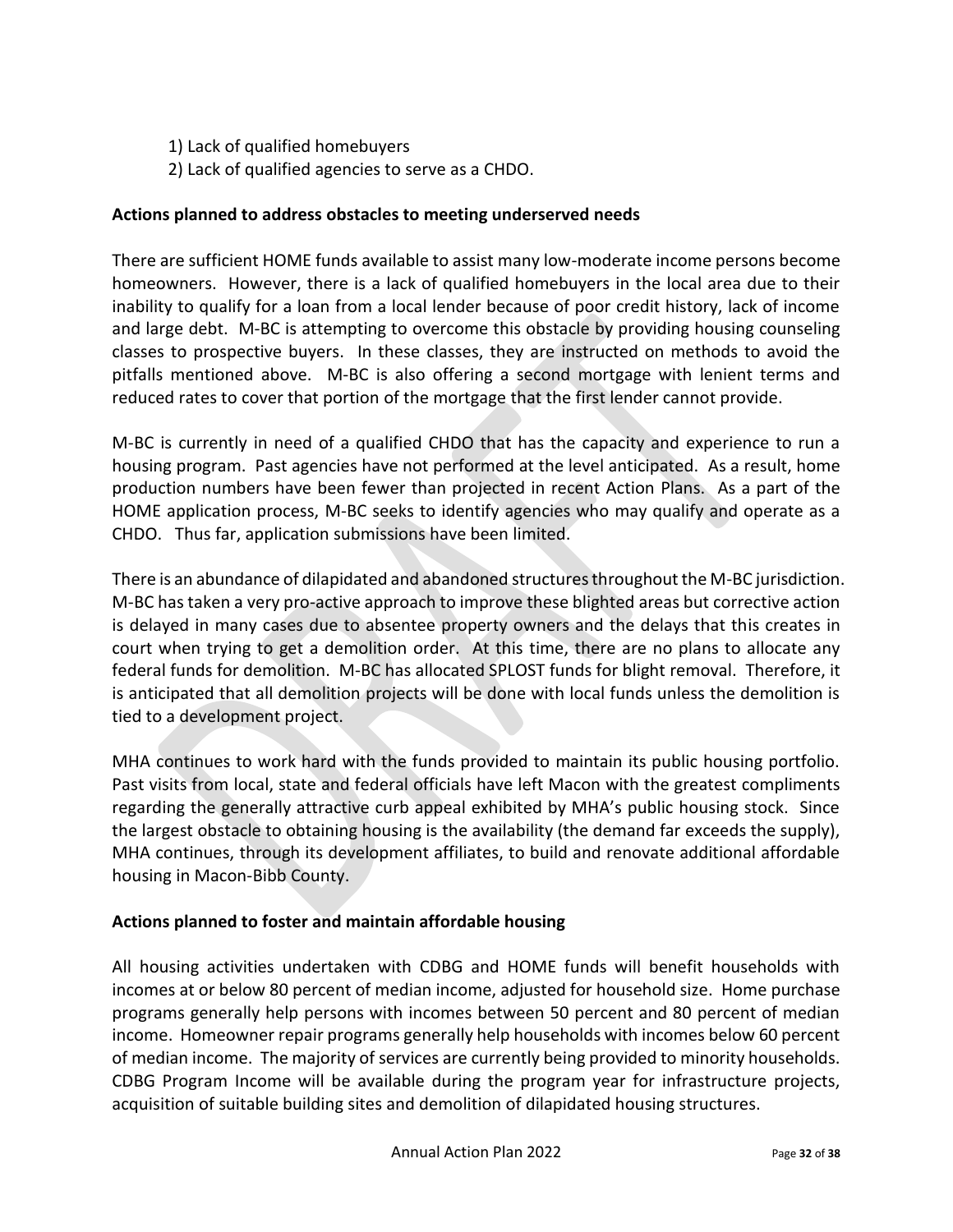1) Lack of qualified homebuyers
2) Lack of qualified agencies to serve as a CHDO.

**Actions planned to address obstacles to meeting underserved needs**

There are sufficient HOME funds available to assist many low-moderate income persons become homeowners. However, there is a lack of qualified homebuyers in the local area due to their inability to qualify for a loan from a local lender because of poor credit history, lack of income and large debt. M-BC is attempting to overcome this obstacle by providing housing counseling classes to prospective buyers. In these classes, they are instructed on methods to avoid the pitfalls mentioned above. M-BC is also offering a second mortgage with lenient terms and reduced rates to cover that portion of the mortgage that the first lender cannot provide.

M-BC is currently in need of a qualified CHDO that has the capacity and experience to run a housing program. Past agencies have not performed at the level anticipated. As a result, home production numbers have been fewer than projected in recent Action Plans. As a part of the HOME application process, M-BC seeks to identify agencies who may qualify and operate as a CHDO. Thus far, application submissions have been limited.

There is an abundance of dilapidated and abandoned structures throughout the M-BC jurisdiction. M-BC has taken a very pro-active approach to improve these blighted areas but corrective action is delayed in many cases due to absentee property owners and the delays that this creates in court when trying to get a demolition order. At this time, there are no plans to allocate any federal funds for demolition. M-BC has allocated SPLOST funds for blight removal. Therefore, it is anticipated that all demolition projects will be done with local funds unless the demolition is tied to a development project.

MHA continues to work hard with the funds provided to maintain its public housing portfolio. Past visits from local, state and federal officials have left Macon with the greatest compliments regarding the generally attractive curb appeal exhibited by MHA's public housing stock. Since the largest obstacle to obtaining housing is the availability (the demand far exceeds the supply), MHA continues, through its development affiliates, to build and renovate additional affordable housing in Macon-Bibb County.

**Actions planned to foster and maintain affordable housing**

All housing activities undertaken with CDBG and HOME funds will benefit households with incomes at or below 80 percent of median income, adjusted for household size. Home purchase programs generally help persons with incomes between 50 percent and 80 percent of median income. Homeowner repair programs generally help households with incomes below 60 percent of median income. The majority of services are currently being provided to minority households. CDBG Program Income will be available during the program year for infrastructure projects, acquisition of suitable building sites and demolition of dilapidated housing structures.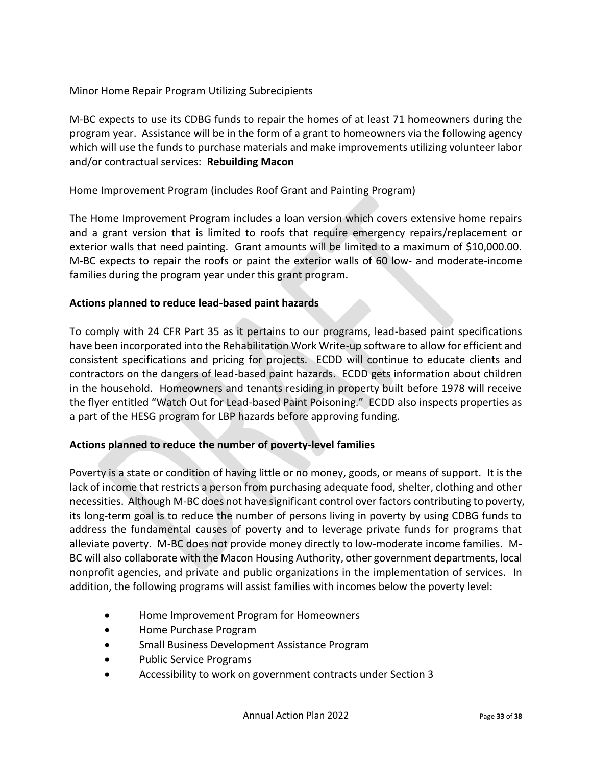Minor Home Repair Program Utilizing Subrecipients

M-BC expects to use its CDBG funds to repair the homes of at least 71 homeowners during the program year. Assistance will be in the form of a grant to homeowners via the following agency which will use the funds to purchase materials and make improvements utilizing volunteer labor and/or contractual services: **Rebuilding Macon**

Home Improvement Program (includes Roof Grant and Painting Program)

The Home Improvement Program includes a loan version which covers extensive home repairs and a grant version that is limited to roofs that require emergency repairs/replacement or exterior walls that need painting. Grant amounts will be limited to a maximum of $10,000.00. M-BC expects to repair the roofs or paint the exterior walls of 60 low- and moderate-income families during the program year under this grant program.

**Actions planned to reduce lead-based paint hazards**

To comply with 24 CFR Part 35 as it pertains to our programs, lead-based paint specifications have been incorporated into the Rehabilitation Work Write-up software to allow for efficient and consistent specifications and pricing for projects. ECDD will continue to educate clients and contractors on the dangers of lead-based paint hazards. ECDD gets information about children in the household. Homeowners and tenants residing in property built before 1978 will receive the flyer entitled "Watch Out for Lead-based Paint Poisoning." ECDD also inspects properties as a part of the HESG program for LBP hazards before approving funding.

**Actions planned to reduce the number of poverty-level families**

Poverty is a state or condition of having little or no money, goods, or means of support. It is the lack of income that restricts a person from purchasing adequate food, shelter, clothing and other necessities. Although M-BC does not have significant control over factors contributing to poverty, its long-term goal is to reduce the number of persons living in poverty by using CDBG funds to address the fundamental causes of poverty and to leverage private funds for programs that alleviate poverty. M-BC does not provide money directly to low-moderate income families. M-BC will also collaborate with the Macon Housing Authority, other government departments, local nonprofit agencies, and private and public organizations in the implementation of services. In addition, the following programs will assist families with incomes below the poverty level:

- Home Improvement Program for Homeowners
- Home Purchase Program
- Small Business Development Assistance Program
- Public Service Programs
- Accessibility to work on government contracts under Section 3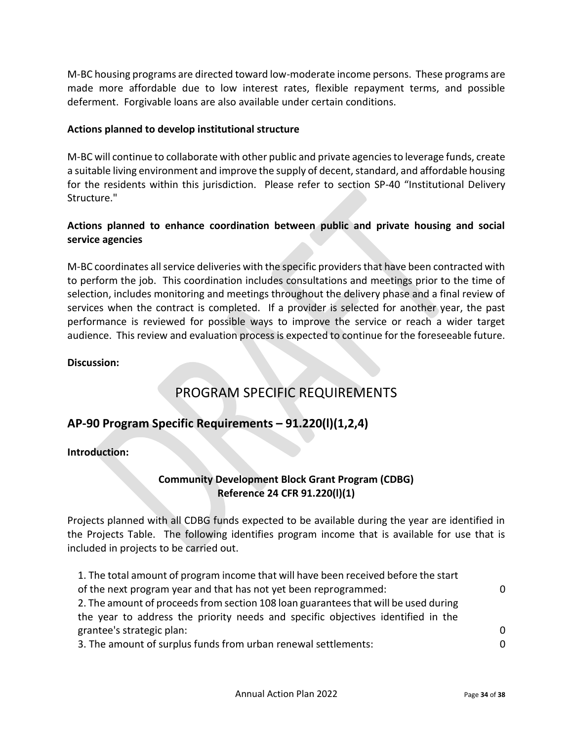M-BC housing programs are directed toward low-moderate income persons. These programs are made more affordable due to low interest rates, flexible repayment terms, and possible deferment. Forgivable loans are also available under certain conditions.

**Actions planned to develop institutional structure**

M-BC will continue to collaborate with other public and private agencies to leverage funds, create a suitable living environment and improve the supply of decent, standard, and affordable housing for the residents within this jurisdiction. Please refer to section SP-40 "Institutional Delivery Structure."

**Actions planned to enhance coordination between public and private housing and social service agencies**

M-BC coordinates all service deliveries with the specific providers that have been contracted with to perform the job. This coordination includes consultations and meetings prior to the time of selection, includes monitoring and meetings throughout the delivery phase and a final review of services when the contract is completed. If a provider is selected for another year, the past performance is reviewed for possible ways to improve the service or reach a wider target audience. This review and evaluation process is expected to continue for the foreseeable future.

**Discussion:**

# PROGRAM SPECIFIC REQUIREMENTS

## AP-90 Program Specific Requirements – 91.220(l)(1,2,4)

**Introduction:**

**Community Development Block Grant Program (CDBG)**
**Reference 24 CFR 91.220(l)(1)**

Projects planned with all CDBG funds expected to be available during the year are identified in the Projects Table. The following identifies program income that is available for use that is included in projects to be carried out.

| | |
|---|---|
| 1. The total amount of program income that will have been received before the start of the next program year and that has not yet been reprogrammed: | 0 |
| 2. The amount of proceeds from section 108 loan guarantees that will be used during the year to address the priority needs and specific objectives identified in the grantee's strategic plan: | 0 |
| 3. The amount of surplus funds from urban renewal settlements: | 0 |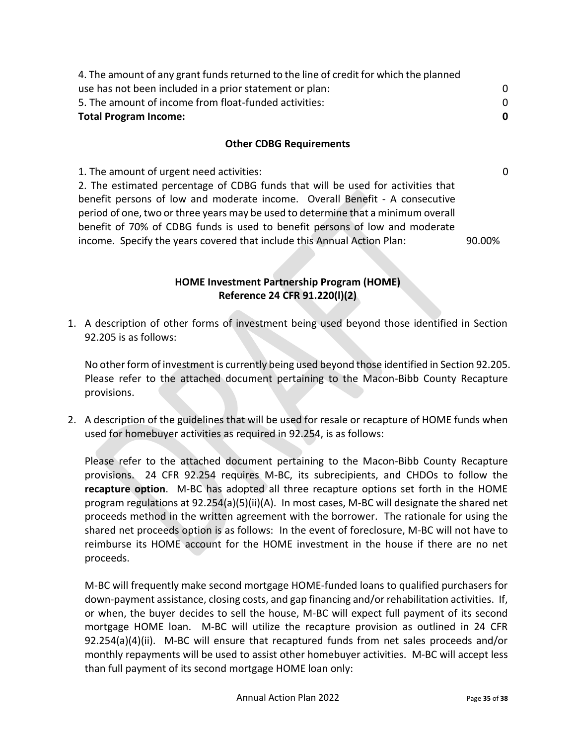| | |
|---|---|
| 4. The amount of any grant funds returned to the line of credit for which the planned use has not been included in a prior statement or plan: | 0 |
| 5. The amount of income from float-funded activities: | 0 |
| **Total Program Income:** | **0** |

### Other CDBG Requirements

| | |
|---|---|
| 1. The amount of urgent need activities: | 0 |
| 2. The estimated percentage of CDBG funds that will be used for activities that benefit persons of low and moderate income. Overall Benefit - A consecutive period of one, two or three years may be used to determine that a minimum overall benefit of 70% of CDBG funds is used to benefit persons of low and moderate income. Specify the years covered that include this Annual Action Plan: | 90.00% |

### HOME Investment Partnership Program (HOME)
### Reference 24 CFR 91.220(l)(2)

1. A description of other forms of investment being used beyond those identified in Section 92.205 is as follows:

   No other form of investment is currently being used beyond those identified in Section 92.205. Please refer to the attached document pertaining to the Macon-Bibb County Recapture provisions.

2. A description of the guidelines that will be used for resale or recapture of HOME funds when used for homebuyer activities as required in 92.254, is as follows:

   Please refer to the attached document pertaining to the Macon-Bibb County Recapture provisions. 24 CFR 92.254 requires M-BC, its subrecipients, and CHDOs to follow the **recapture option**. M-BC has adopted all three recapture options set forth in the HOME program regulations at 92.254(a)(5)(ii)(A). In most cases, M-BC will designate the shared net proceeds method in the written agreement with the borrower. The rationale for using the shared net proceeds option is as follows: In the event of foreclosure, M-BC will not have to reimburse its HOME account for the HOME investment in the house if there are no net proceeds.

   M-BC will frequently make second mortgage HOME-funded loans to qualified purchasers for down-payment assistance, closing costs, and gap financing and/or rehabilitation activities. If, or when, the buyer decides to sell the house, M-BC will expect full payment of its second mortgage HOME loan. M-BC will utilize the recapture provision as outlined in 24 CFR 92.254(a)(4)(ii). M-BC will ensure that recaptured funds from net sales proceeds and/or monthly repayments will be used to assist other homebuyer activities. M-BC will accept less than full payment of its second mortgage HOME loan only: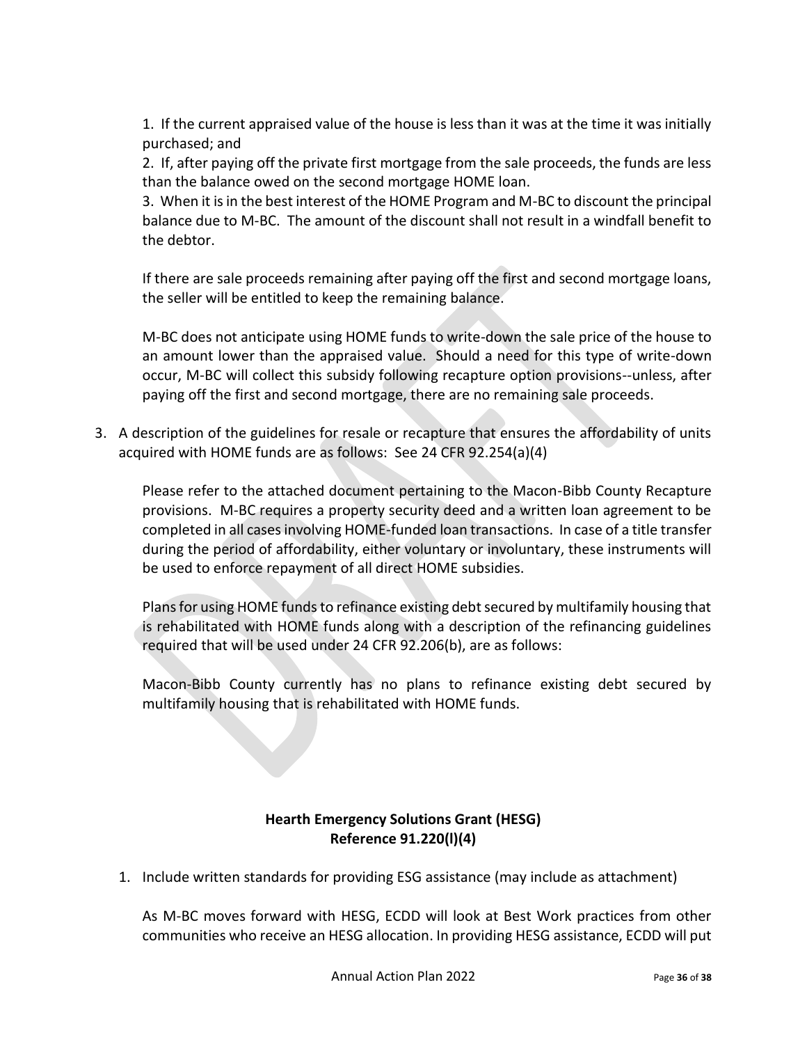1. If the current appraised value of the house is less than it was at the time it was initially purchased; and
2. If, after paying off the private first mortgage from the sale proceeds, the funds are less than the balance owed on the second mortgage HOME loan.
3. When it is in the best interest of the HOME Program and M-BC to discount the principal balance due to M-BC. The amount of the discount shall not result in a windfall benefit to the debtor.

If there are sale proceeds remaining after paying off the first and second mortgage loans, the seller will be entitled to keep the remaining balance.

M-BC does not anticipate using HOME funds to write-down the sale price of the house to an amount lower than the appraised value. Should a need for this type of write-down occur, M-BC will collect this subsidy following recapture option provisions--unless, after paying off the first and second mortgage, there are no remaining sale proceeds.

3. A description of the guidelines for resale or recapture that ensures the affordability of units acquired with HOME funds are as follows: See 24 CFR 92.254(a)(4)

   Please refer to the attached document pertaining to the Macon-Bibb County Recapture provisions. M-BC requires a property security deed and a written loan agreement to be completed in all cases involving HOME-funded loan transactions. In case of a title transfer during the period of affordability, either voluntary or involuntary, these instruments will be used to enforce repayment of all direct HOME subsidies.

   Plans for using HOME funds to refinance existing debt secured by multifamily housing that is rehabilitated with HOME funds along with a description of the refinancing guidelines required that will be used under 24 CFR 92.206(b), are as follows:

   Macon-Bibb County currently has no plans to refinance existing debt secured by multifamily housing that is rehabilitated with HOME funds.

**Hearth Emergency Solutions Grant (HESG)**
**Reference 91.220(l)(4)**

1. Include written standards for providing ESG assistance (may include as attachment)

   As M-BC moves forward with HESG, ECDD will look at Best Work practices from other communities who receive an HESG allocation. In providing HESG assistance, ECDD will put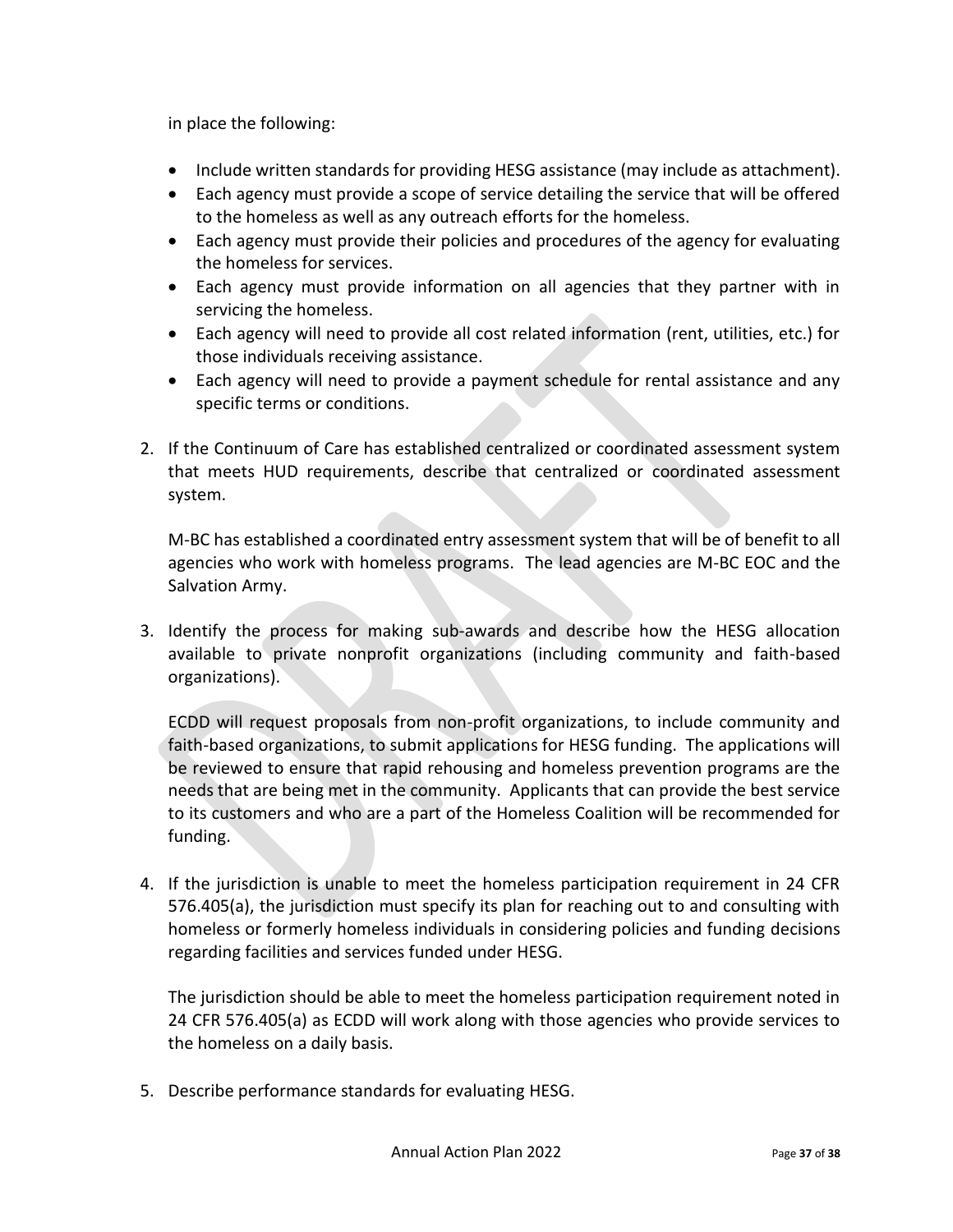in place the following:

- Include written standards for providing HESG assistance (may include as attachment).
- Each agency must provide a scope of service detailing the service that will be offered to the homeless as well as any outreach efforts for the homeless.
- Each agency must provide their policies and procedures of the agency for evaluating the homeless for services.
- Each agency must provide information on all agencies that they partner with in servicing the homeless.
- Each agency will need to provide all cost related information (rent, utilities, etc.) for those individuals receiving assistance.
- Each agency will need to provide a payment schedule for rental assistance and any specific terms or conditions.

2. If the Continuum of Care has established centralized or coordinated assessment system that meets HUD requirements, describe that centralized or coordinated assessment system.

   M-BC has established a coordinated entry assessment system that will be of benefit to all agencies who work with homeless programs. The lead agencies are M-BC EOC and the Salvation Army.

3. Identify the process for making sub-awards and describe how the HESG allocation available to private nonprofit organizations (including community and faith-based organizations).

   ECDD will request proposals from non-profit organizations, to include community and faith-based organizations, to submit applications for HESG funding. The applications will be reviewed to ensure that rapid rehousing and homeless prevention programs are the needs that are being met in the community. Applicants that can provide the best service to its customers and who are a part of the Homeless Coalition will be recommended for funding.

4. If the jurisdiction is unable to meet the homeless participation requirement in 24 CFR 576.405(a), the jurisdiction must specify its plan for reaching out to and consulting with homeless or formerly homeless individuals in considering policies and funding decisions regarding facilities and services funded under HESG.

   The jurisdiction should be able to meet the homeless participation requirement noted in 24 CFR 576.405(a) as ECDD will work along with those agencies who provide services to the homeless on a daily basis.

5. Describe performance standards for evaluating HESG.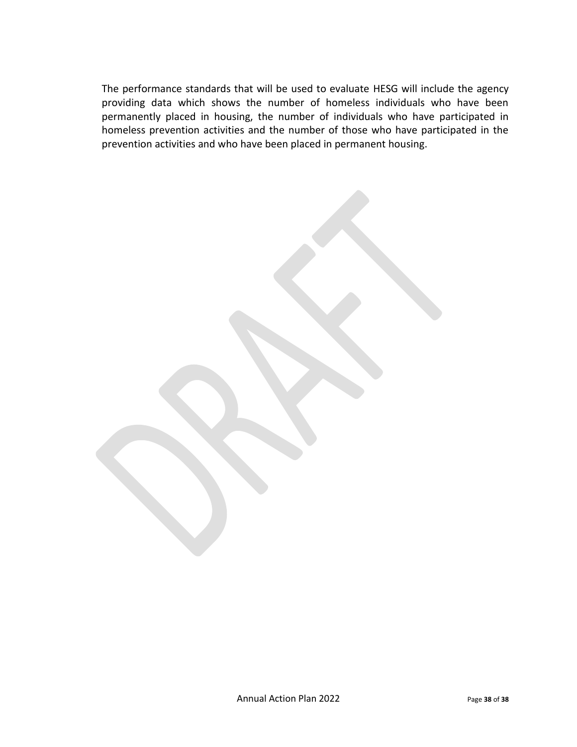The performance standards that will be used to evaluate HESG will include the agency providing data which shows the number of homeless individuals who have been permanently placed in housing, the number of individuals who have participated in homeless prevention activities and the number of those who have participated in the prevention activities and who have been placed in permanent housing.